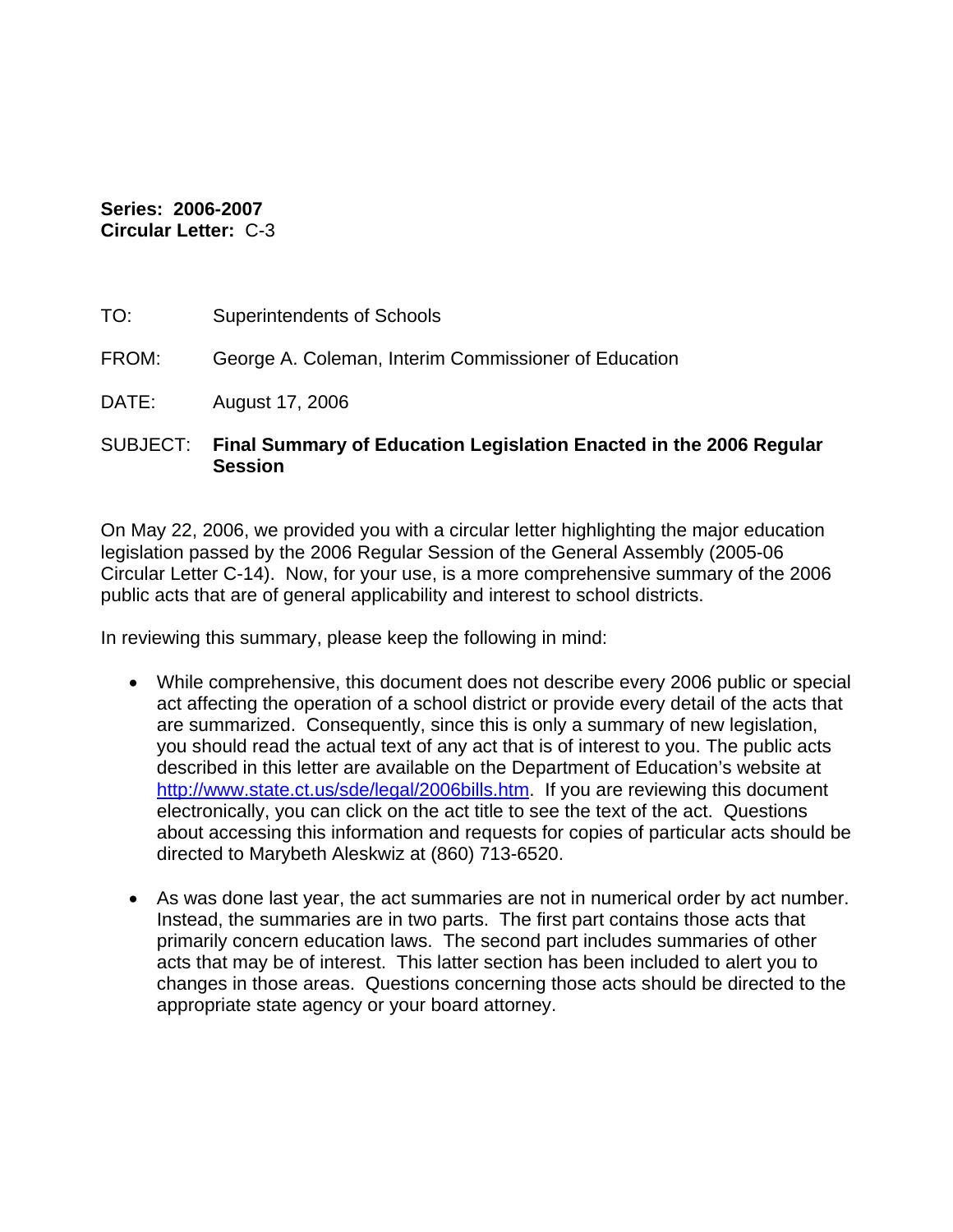**Series: 2006-2007**
**Circular Letter:** C-3

TO: Superintendents of Schools

FROM: George A. Coleman, Interim Commissioner of Education

DATE: August 17, 2006

SUBJECT: **Final Summary of Education Legislation Enacted in the 2006 Regular Session**

On May 22, 2006, we provided you with a circular letter highlighting the major education legislation passed by the 2006 Regular Session of the General Assembly (2005-06 Circular Letter C-14). Now, for your use, is a more comprehensive summary of the 2006 public acts that are of general applicability and interest to school districts.

In reviewing this summary, please keep the following in mind:

- While comprehensive, this document does not describe every 2006 public or special act affecting the operation of a school district or provide every detail of the acts that are summarized. Consequently, since this is only a summary of new legislation, you should read the actual text of any act that is of interest to you. The public acts described in this letter are available on the Department of Education's website at [http://www.state.ct.us/sde/legal/2006bills.htm](http://www.state.ct.us/sde/legal/2006bills.htm). If you are reviewing this document electronically, you can click on the act title to see the text of the act. Questions about accessing this information and requests for copies of particular acts should be directed to Marybeth Aleskwiz at (860) 713-6520.

- As was done last year, the act summaries are not in numerical order by act number. Instead, the summaries are in two parts. The first part contains those acts that primarily concern education laws. The second part includes summaries of other acts that may be of interest. This latter section has been included to alert you to changes in those areas. Questions concerning those acts should be directed to the appropriate state agency or your board attorney.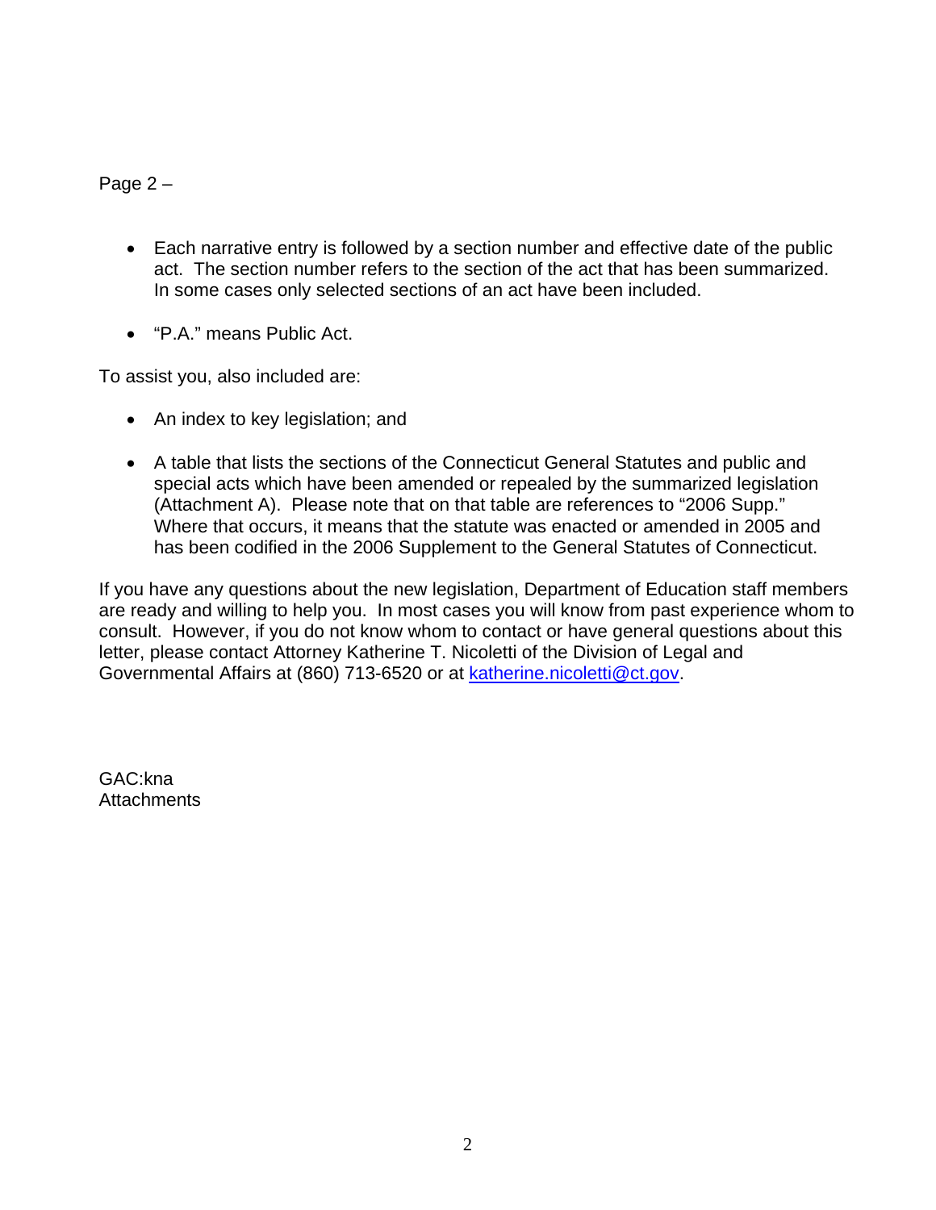Page 2 –

- Each narrative entry is followed by a section number and effective date of the public act. The section number refers to the section of the act that has been summarized. In some cases only selected sections of an act have been included.

- "P.A." means Public Act.

To assist you, also included are:

- An index to key legislation; and

- A table that lists the sections of the Connecticut General Statutes and public and special acts which have been amended or repealed by the summarized legislation (Attachment A). Please note that on that table are references to "2006 Supp." Where that occurs, it means that the statute was enacted or amended in 2005 and has been codified in the 2006 Supplement to the General Statutes of Connecticut.

If you have any questions about the new legislation, Department of Education staff members are ready and willing to help you. In most cases you will know from past experience whom to consult. However, if you do not know whom to contact or have general questions about this letter, please contact Attorney Katherine T. Nicoletti of the Division of Legal and Governmental Affairs at (860) 713-6520 or at katherine.nicoletti@ct.gov.

GAC:kna
Attachments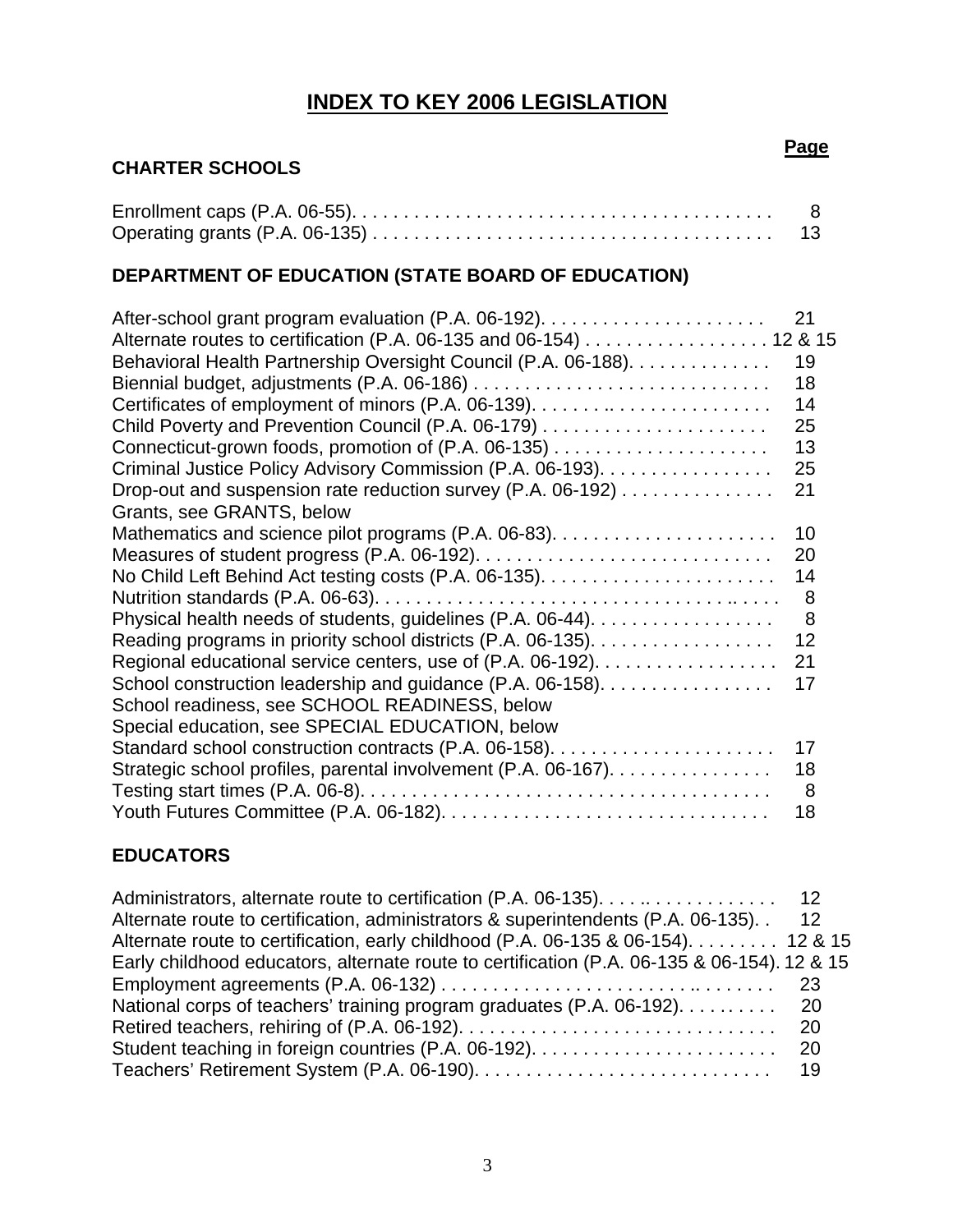# INDEX TO KEY 2006 LEGISLATION

## CHARTER SCHOOLS

| | Page |
|---|---|
| Enrollment caps (P.A. 06-55) | 8 |
| Operating grants (P.A. 06-135) | 13 |

## DEPARTMENT OF EDUCATION (STATE BOARD OF EDUCATION)

| | Page |
|---|---|
| After-school grant program evaluation (P.A. 06-192) | 21 |
| Alternate routes to certification (P.A. 06-135 and 06-154) | 12 & 15 |
| Behavioral Health Partnership Oversight Council (P.A. 06-188) | 19 |
| Biennial budget, adjustments (P.A. 06-186) | 18 |
| Certificates of employment of minors (P.A. 06-139) | 14 |
| Child Poverty and Prevention Council (P.A. 06-179) | 25 |
| Connecticut-grown foods, promotion of (P.A. 06-135) | 13 |
| Criminal Justice Policy Advisory Commission (P.A. 06-193) | 25 |
| Drop-out and suspension rate reduction survey (P.A. 06-192) | 21 |
| Grants, see GRANTS, below | |
| Mathematics and science pilot programs (P.A. 06-83) | 10 |
| Measures of student progress (P.A. 06-192) | 20 |
| No Child Left Behind Act testing costs (P.A. 06-135) | 14 |
| Nutrition standards (P.A. 06-63) | 8 |
| Physical health needs of students, guidelines (P.A. 06-44) | 8 |
| Reading programs in priority school districts (P.A. 06-135) | 12 |
| Regional educational service centers, use of (P.A. 06-192) | 21 |
| School construction leadership and guidance (P.A. 06-158) | 17 |
| School readiness, see SCHOOL READINESS, below | |
| Special education, see SPECIAL EDUCATION, below | |
| Standard school construction contracts (P.A. 06-158) | 17 |
| Strategic school profiles, parental involvement (P.A. 06-167) | 18 |
| Testing start times (P.A. 06-8) | 8 |
| Youth Futures Committee (P.A. 06-182) | 18 |

## EDUCATORS

| | Page |
|---|---|
| Administrators, alternate route to certification (P.A. 06-135) | 12 |
| Alternate route to certification, administrators & superintendents (P.A. 06-135) | 12 |
| Alternate route to certification, early childhood (P.A. 06-135 & 06-154) | 12 & 15 |
| Early childhood educators, alternate route to certification (P.A. 06-135 & 06-154) | 12 & 15 |
| Employment agreements (P.A. 06-132) | 23 |
| National corps of teachers' training program graduates (P.A. 06-192) | 20 |
| Retired teachers, rehiring of (P.A. 06-192) | 20 |
| Student teaching in foreign countries (P.A. 06-192) | 20 |
| Teachers' Retirement System (P.A. 06-190) | 19 |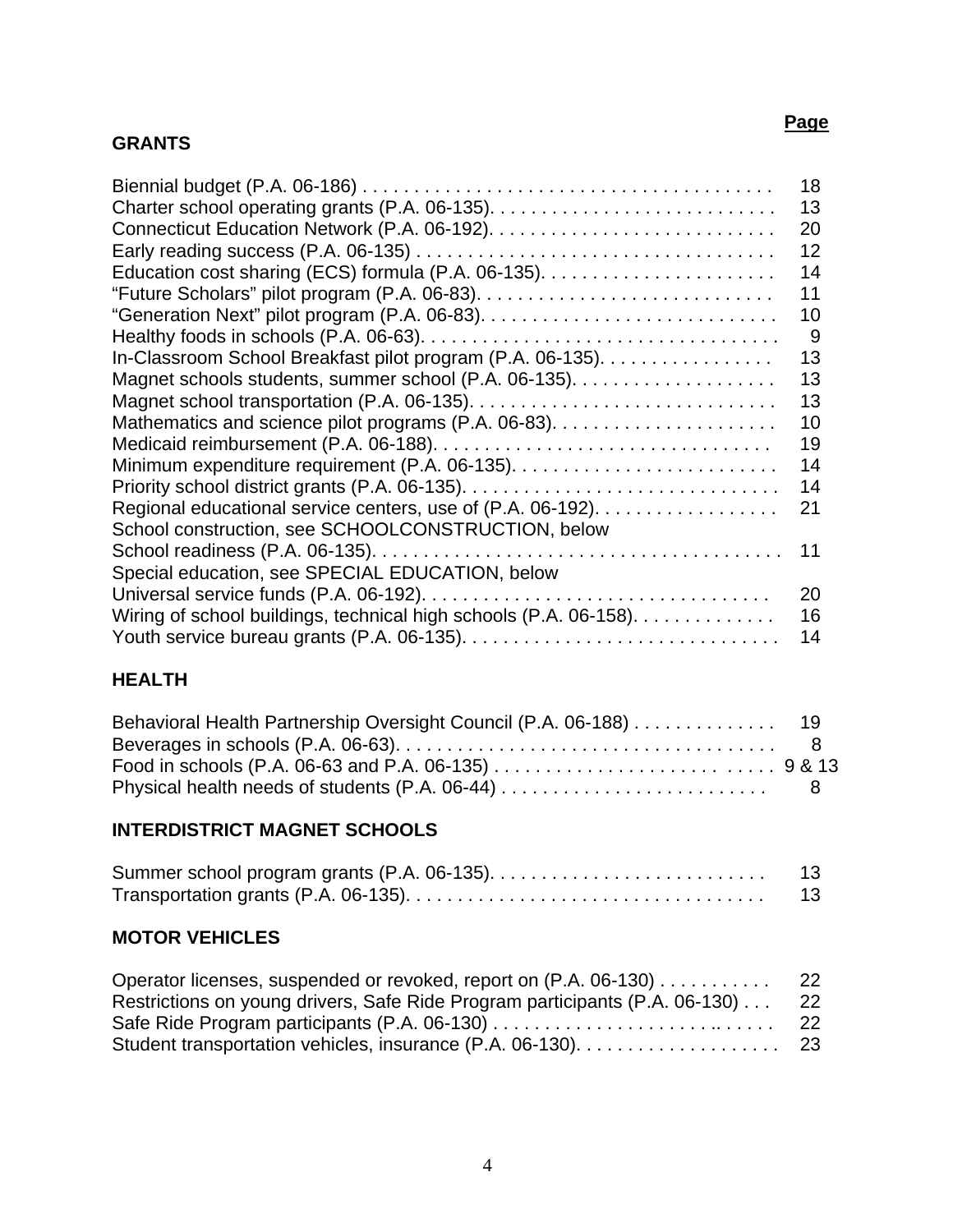**Page**

## GRANTS

| | Page |
|---|---|
| Biennial budget (P.A. 06-186) | 18 |
| Charter school operating grants (P.A. 06-135). | 13 |
| Connecticut Education Network (P.A. 06-192). | 20 |
| Early reading success (P.A. 06-135) | 12 |
| Education cost sharing (ECS) formula (P.A. 06-135). | 14 |
| “Future Scholars” pilot program (P.A. 06-83). | 11 |
| “Generation Next” pilot program (P.A. 06-83). | 10 |
| Healthy foods in schools (P.A. 06-63). | 9 |
| In-Classroom School Breakfast pilot program (P.A. 06-135). | 13 |
| Magnet schools students, summer school (P.A. 06-135). | 13 |
| Magnet school transportation (P.A. 06-135). | 13 |
| Mathematics and science pilot programs (P.A. 06-83). | 10 |
| Medicaid reimbursement (P.A. 06-188). | 19 |
| Minimum expenditure requirement (P.A. 06-135). | 14 |
| Priority school district grants (P.A. 06-135). | 14 |
| Regional educational service centers, use of (P.A. 06-192). | 21 |
| School construction, see SCHOOLCONSTRUCTION, below | |
| School readiness (P.A. 06-135). | 11 |
| Special education, see SPECIAL EDUCATION, below | |
| Universal service funds (P.A. 06-192). | 20 |
| Wiring of school buildings, technical high schools (P.A. 06-158). | 16 |
| Youth service bureau grants (P.A. 06-135). | 14 |

## HEALTH

| | Page |
|---|---|
| Behavioral Health Partnership Oversight Council (P.A. 06-188) | 19 |
| Beverages in schools (P.A. 06-63). | 8 |
| Food in schools (P.A. 06-63 and P.A. 06-135) | 9 & 13 |
| Physical health needs of students (P.A. 06-44) | 8 |

## INTERDISTRICT MAGNET SCHOOLS

| | Page |
|---|---|
| Summer school program grants (P.A. 06-135). | 13 |
| Transportation grants (P.A. 06-135). | 13 |

## MOTOR VEHICLES

| | Page |
|---|---|
| Operator licenses, suspended or revoked, report on (P.A. 06-130) | 22 |
| Restrictions on young drivers, Safe Ride Program participants (P.A. 06-130) | 22 |
| Safe Ride Program participants (P.A. 06-130) | 22 |
| Student transportation vehicles, insurance (P.A. 06-130). | 23 |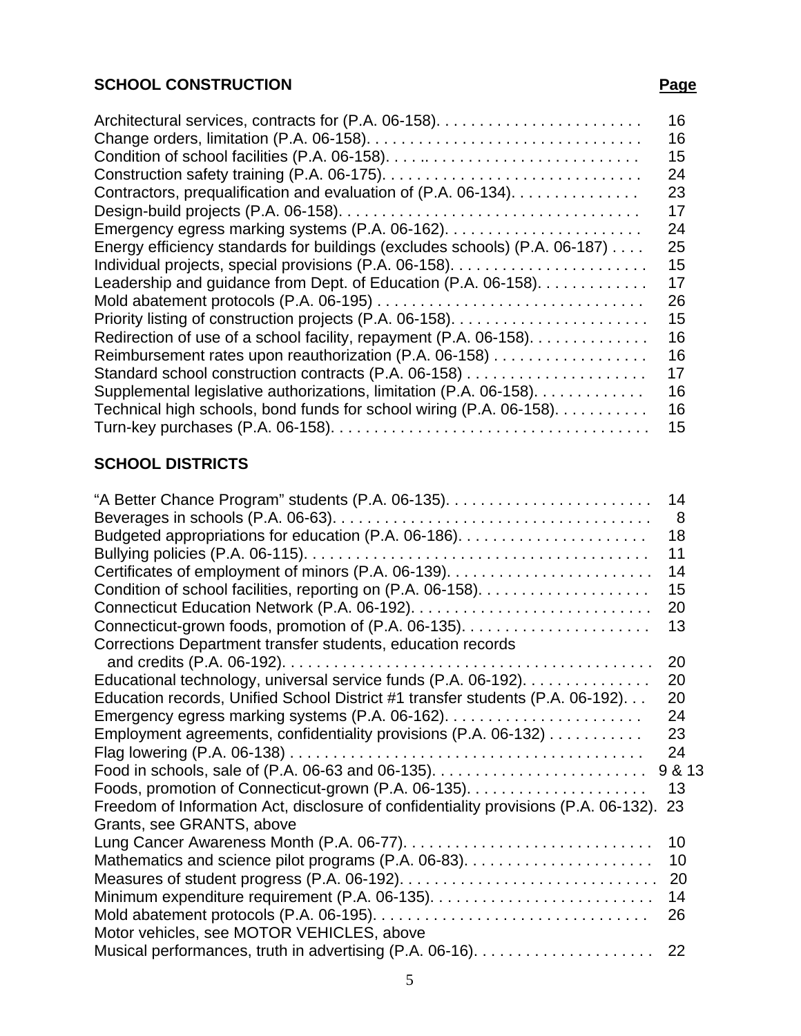## SCHOOL CONSTRUCTION

| | Page |
|---|---|
| Architectural services, contracts for (P.A. 06-158) | 16 |
| Change orders, limitation (P.A. 06-158) | 16 |
| Condition of school facilities (P.A. 06-158) | 15 |
| Construction safety training (P.A. 06-175) | 24 |
| Contractors, prequalification and evaluation of (P.A. 06-134) | 23 |
| Design-build projects (P.A. 06-158) | 17 |
| Emergency egress marking systems (P.A. 06-162) | 24 |
| Energy efficiency standards for buildings (excludes schools) (P.A. 06-187) | 25 |
| Individual projects, special provisions (P.A. 06-158) | 15 |
| Leadership and guidance from Dept. of Education (P.A. 06-158) | 17 |
| Mold abatement protocols (P.A. 06-195) | 26 |
| Priority listing of construction projects (P.A. 06-158) | 15 |
| Redirection of use of a school facility, repayment (P.A. 06-158) | 16 |
| Reimbursement rates upon reauthorization (P.A. 06-158) | 16 |
| Standard school construction contracts (P.A. 06-158) | 17 |
| Supplemental legislative authorizations, limitation (P.A. 06-158) | 16 |
| Technical high schools, bond funds for school wiring (P.A. 06-158) | 16 |
| Turn-key purchases (P.A. 06-158) | 15 |

## SCHOOL DISTRICTS

| | Page |
|---|---|
| "A Better Chance Program" students (P.A. 06-135) | 14 |
| Beverages in schools (P.A. 06-63) | 8 |
| Budgeted appropriations for education (P.A. 06-186) | 18 |
| Bullying policies (P.A. 06-115) | 11 |
| Certificates of employment of minors (P.A. 06-139) | 14 |
| Condition of school facilities, reporting on (P.A. 06-158) | 15 |
| Connecticut Education Network (P.A. 06-192) | 20 |
| Connecticut-grown foods, promotion of (P.A. 06-135) | 13 |
| Corrections Department transfer students, education records and credits (P.A. 06-192) | 20 |
| Educational technology, universal service funds (P.A. 06-192) | 20 |
| Education records, Unified School District #1 transfer students (P.A. 06-192) | 20 |
| Emergency egress marking systems (P.A. 06-162) | 24 |
| Employment agreements, confidentiality provisions (P.A. 06-132) | 23 |
| Flag lowering (P.A. 06-138) | 24 |
| Food in schools, sale of (P.A. 06-63 and 06-135) | 9 & 13 |
| Foods, promotion of Connecticut-grown (P.A. 06-135) | 13 |
| Freedom of Information Act, disclosure of confidentiality provisions (P.A. 06-132) | 23 |
| Grants, see GRANTS, above | |
| Lung Cancer Awareness Month (P.A. 06-77) | 10 |
| Mathematics and science pilot programs (P.A. 06-83) | 10 |
| Measures of student progress (P.A. 06-192) | 20 |
| Minimum expenditure requirement (P.A. 06-135) | 14 |
| Mold abatement protocols (P.A. 06-195) | 26 |
| Motor vehicles, see MOTOR VEHICLES, above | |
| Musical performances, truth in advertising (P.A. 06-16) | 22 |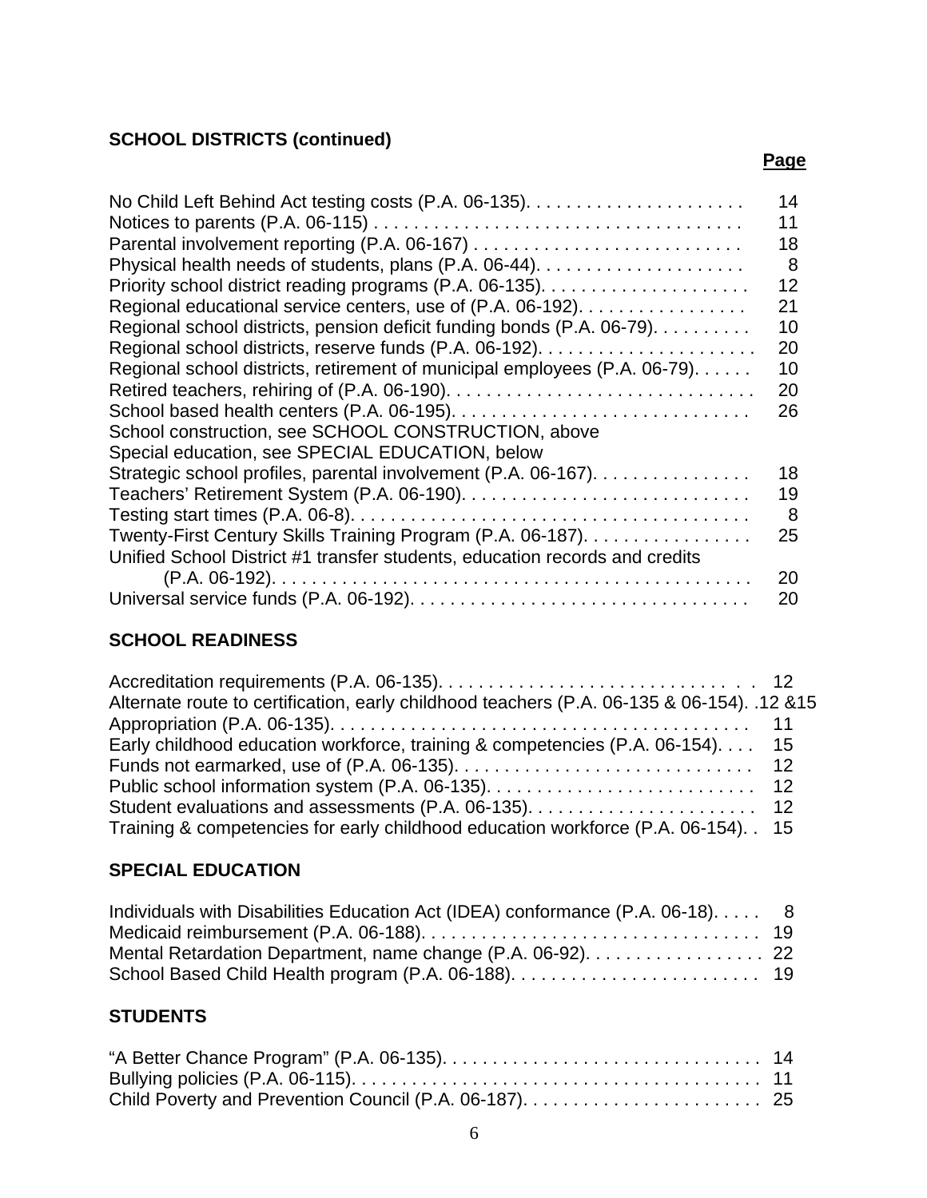**SCHOOL DISTRICTS (continued)**

| | **Page** |
|---|---|
| No Child Left Behind Act testing costs (P.A. 06-135) | 14 |
| Notices to parents (P.A. 06-115) | 11 |
| Parental involvement reporting (P.A. 06-167) | 18 |
| Physical health needs of students, plans (P.A. 06-44) | 8 |
| Priority school district reading programs (P.A. 06-135) | 12 |
| Regional educational service centers, use of (P.A. 06-192) | 21 |
| Regional school districts, pension deficit funding bonds (P.A. 06-79) | 10 |
| Regional school districts, reserve funds (P.A. 06-192) | 20 |
| Regional school districts, retirement of municipal employees (P.A. 06-79) | 10 |
| Retired teachers, rehiring of (P.A. 06-190) | 20 |
| School based health centers (P.A. 06-195) | 26 |
| School construction, see SCHOOL CONSTRUCTION, above | |
| Special education, see SPECIAL EDUCATION, below | |
| Strategic school profiles, parental involvement (P.A. 06-167) | 18 |
| Teachers' Retirement System (P.A. 06-190) | 19 |
| Testing start times (P.A. 06-8) | 8 |
| Twenty-First Century Skills Training Program (P.A. 06-187) | 25 |
| Unified School District #1 transfer students, education records and credits (P.A. 06-192) | 20 |
| Universal service funds (P.A. 06-192) | 20 |

**SCHOOL READINESS**

| | |
|---|---|
| Accreditation requirements (P.A. 06-135) | 12 |
| Alternate route to certification, early childhood teachers (P.A. 06-135 & 06-154) | 12 &15 |
| Appropriation (P.A. 06-135) | 11 |
| Early childhood education workforce, training & competencies (P.A. 06-154) | 15 |
| Funds not earmarked, use of (P.A. 06-135) | 12 |
| Public school information system (P.A. 06-135) | 12 |
| Student evaluations and assessments (P.A. 06-135) | 12 |
| Training & competencies for early childhood education workforce (P.A. 06-154) | 15 |

**SPECIAL EDUCATION**

| | |
|---|---|
| Individuals with Disabilities Education Act (IDEA) conformance (P.A. 06-18) | 8 |
| Medicaid reimbursement (P.A. 06-188) | 19 |
| Mental Retardation Department, name change (P.A. 06-92) | 22 |
| School Based Child Health program (P.A. 06-188) | 19 |

**STUDENTS**

| | |
|---|---|
| "A Better Chance Program" (P.A. 06-135) | 14 |
| Bullying policies (P.A. 06-115) | 11 |
| Child Poverty and Prevention Council (P.A. 06-187) | 25 |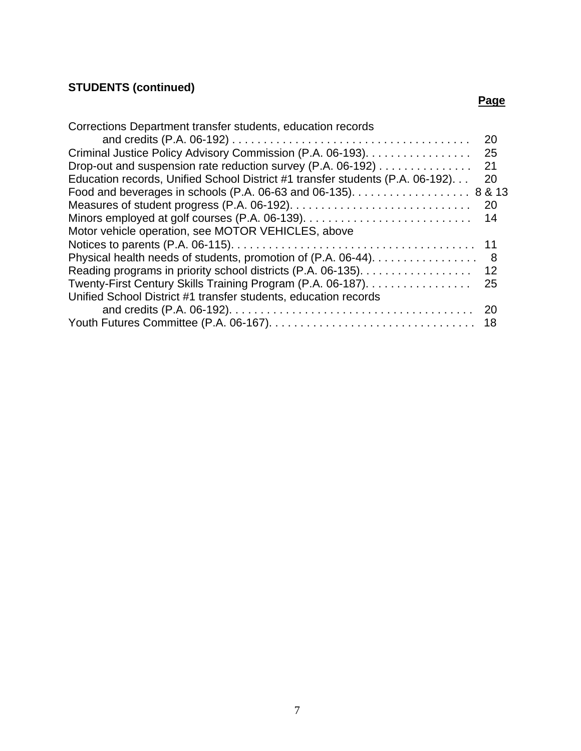**STUDENTS (continued)**

| | Page |
|---|---|
| Corrections Department transfer students, education records and credits (P.A. 06-192) | 20 |
| Criminal Justice Policy Advisory Commission (P.A. 06-193) | 25 |
| Drop-out and suspension rate reduction survey (P.A. 06-192) | 21 |
| Education records, Unified School District #1 transfer students (P.A. 06-192) | 20 |
| Food and beverages in schools (P.A. 06-63 and 06-135) | 8 & 13 |
| Measures of student progress (P.A. 06-192) | 20 |
| Minors employed at golf courses (P.A. 06-139) | 14 |
| Motor vehicle operation, see MOTOR VEHICLES, above | |
| Notices to parents (P.A. 06-115) | 11 |
| Physical health needs of students, promotion of (P.A. 06-44) | 8 |
| Reading programs in priority school districts (P.A. 06-135) | 12 |
| Twenty-First Century Skills Training Program (P.A. 06-187) | 25 |
| Unified School District #1 transfer students, education records and credits (P.A. 06-192) | 20 |
| Youth Futures Committee (P.A. 06-167) | 18 |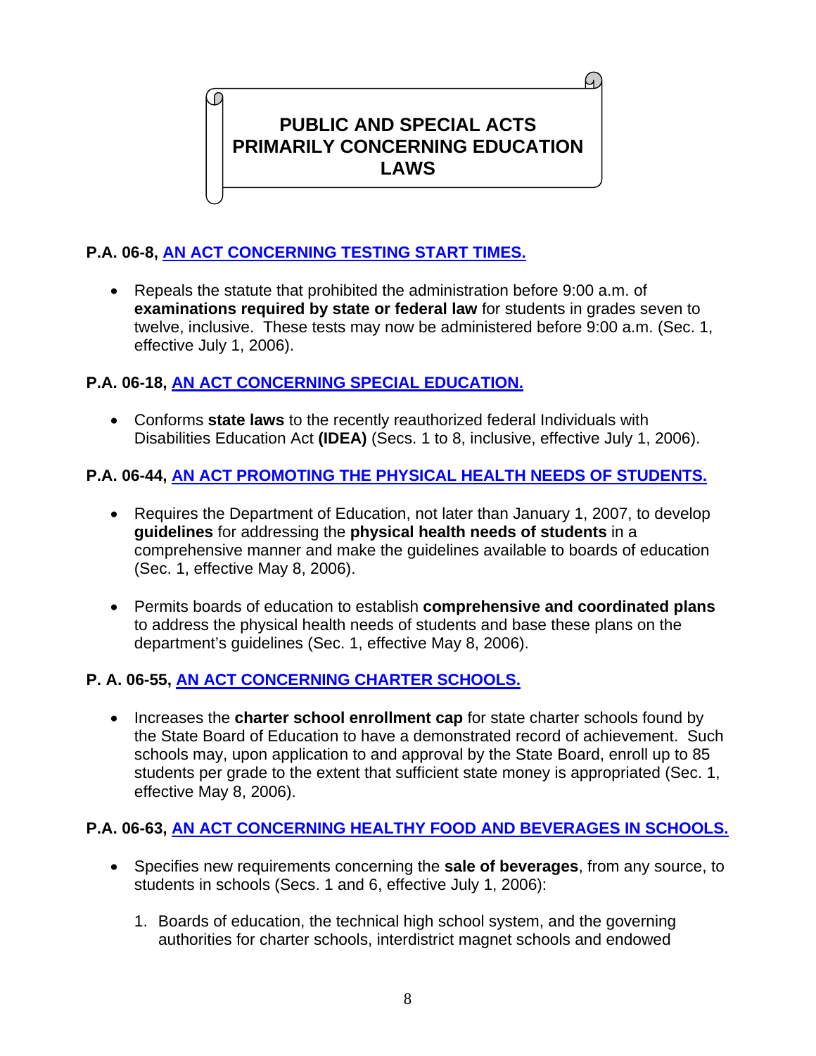# PUBLIC AND SPECIAL ACTS PRIMARILY CONCERNING EDUCATION LAWS

**P.A. 06-8, AN ACT CONCERNING TESTING START TIMES.**

- Repeals the statute that prohibited the administration before 9:00 a.m. of **examinations required by state or federal law** for students in grades seven to twelve, inclusive. These tests may now be administered before 9:00 a.m. (Sec. 1, effective July 1, 2006).

**P.A. 06-18, AN ACT CONCERNING SPECIAL EDUCATION.**

- Conforms **state laws** to the recently reauthorized federal Individuals with Disabilities Education Act **(IDEA)** (Secs. 1 to 8, inclusive, effective July 1, 2006).

**P.A. 06-44, AN ACT PROMOTING THE PHYSICAL HEALTH NEEDS OF STUDENTS.**

- Requires the Department of Education, not later than January 1, 2007, to develop **guidelines** for addressing the **physical health needs of students** in a comprehensive manner and make the guidelines available to boards of education (Sec. 1, effective May 8, 2006).

- Permits boards of education to establish **comprehensive and coordinated plans** to address the physical health needs of students and base these plans on the department's guidelines (Sec. 1, effective May 8, 2006).

**P. A. 06-55, AN ACT CONCERNING CHARTER SCHOOLS.**

- Increases the **charter school enrollment cap** for state charter schools found by the State Board of Education to have a demonstrated record of achievement. Such schools may, upon application to and approval by the State Board, enroll up to 85 students per grade to the extent that sufficient state money is appropriated (Sec. 1, effective May 8, 2006).

**P.A. 06-63, AN ACT CONCERNING HEALTHY FOOD AND BEVERAGES IN SCHOOLS.**

- Specifies new requirements concerning the **sale of beverages**, from any source, to students in schools (Secs. 1 and 6, effective July 1, 2006):

  1. Boards of education, the technical high school system, and the governing authorities for charter schools, interdistrict magnet schools and endowed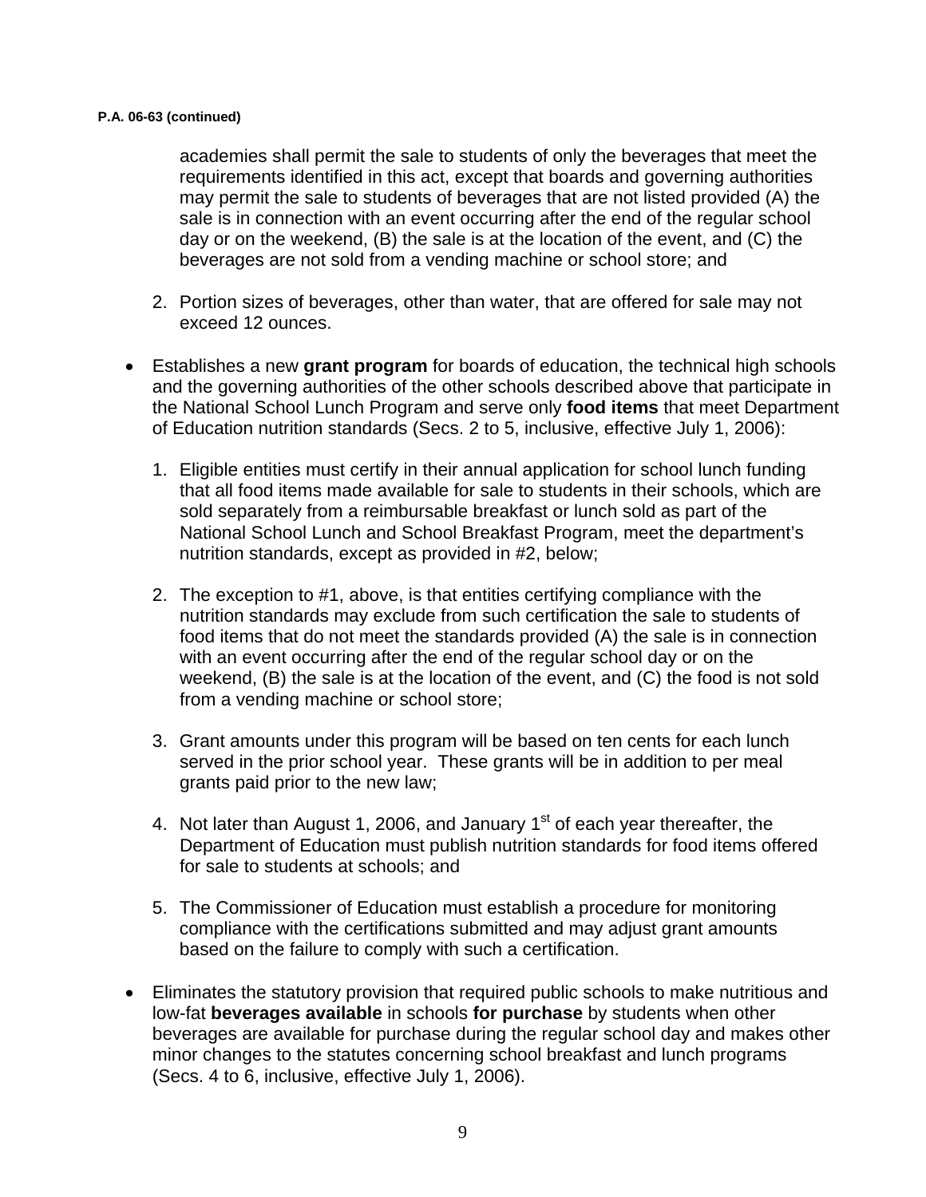**P.A. 06-63 (continued)**

academies shall permit the sale to students of only the beverages that meet the requirements identified in this act, except that boards and governing authorities may permit the sale to students of beverages that are not listed provided (A) the sale is in connection with an event occurring after the end of the regular school day or on the weekend, (B) the sale is at the location of the event, and (C) the beverages are not sold from a vending machine or school store; and

2. Portion sizes of beverages, other than water, that are offered for sale may not exceed 12 ounces.

- Establishes a new **grant program** for boards of education, the technical high schools and the governing authorities of the other schools described above that participate in the National School Lunch Program and serve only **food items** that meet Department of Education nutrition standards (Secs. 2 to 5, inclusive, effective July 1, 2006):

  1. Eligible entities must certify in their annual application for school lunch funding that all food items made available for sale to students in their schools, which are sold separately from a reimbursable breakfast or lunch sold as part of the National School Lunch and School Breakfast Program, meet the department's nutrition standards, except as provided in #2, below;

  2. The exception to #1, above, is that entities certifying compliance with the nutrition standards may exclude from such certification the sale to students of food items that do not meet the standards provided (A) the sale is in connection with an event occurring after the end of the regular school day or on the weekend, (B) the sale is at the location of the event, and (C) the food is not sold from a vending machine or school store;

  3. Grant amounts under this program will be based on ten cents for each lunch served in the prior school year. These grants will be in addition to per meal grants paid prior to the new law;

  4. Not later than August 1, 2006, and January 1st of each year thereafter, the Department of Education must publish nutrition standards for food items offered for sale to students at schools; and

  5. The Commissioner of Education must establish a procedure for monitoring compliance with the certifications submitted and may adjust grant amounts based on the failure to comply with such a certification.

- Eliminates the statutory provision that required public schools to make nutritious and low-fat **beverages available** in schools **for purchase** by students when other beverages are available for purchase during the regular school day and makes other minor changes to the statutes concerning school breakfast and lunch programs (Secs. 4 to 6, inclusive, effective July 1, 2006).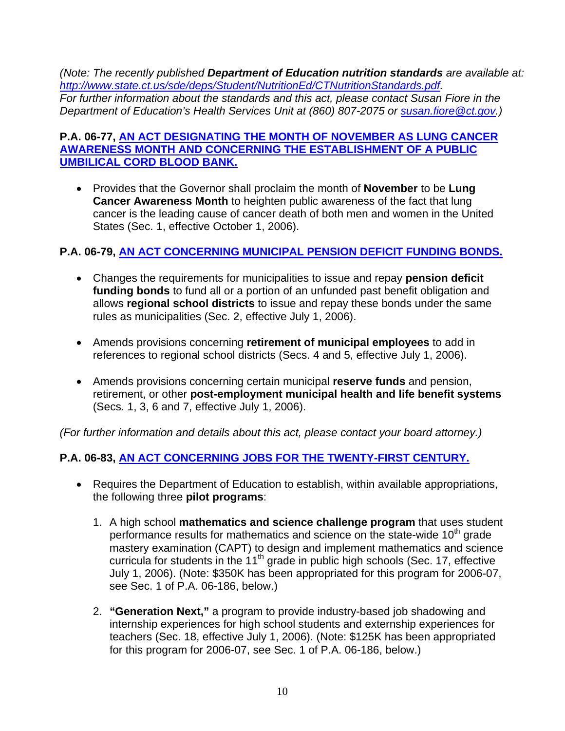*(Note: The recently published **Department of Education nutrition standards** are available at: [http://www.state.ct.us/sde/deps/Student/NutritionEd/CTNutritionStandards.pdf](http://www.state.ct.us/sde/deps/Student/NutritionEd/CTNutritionStandards.pdf). For further information about the standards and this act, please contact Susan Fiore in the Department of Education's Health Services Unit at (860) 807-2075 or [susan.fiore@ct.gov](mailto:susan.fiore@ct.gov).)*

**P.A. 06-77, AN ACT DESIGNATING THE MONTH OF NOVEMBER AS LUNG CANCER AWARENESS MONTH AND CONCERNING THE ESTABLISHMENT OF A PUBLIC UMBILICAL CORD BLOOD BANK.**

- Provides that the Governor shall proclaim the month of **November** to be **Lung Cancer Awareness Month** to heighten public awareness of the fact that lung cancer is the leading cause of cancer death of both men and women in the United States (Sec. 1, effective October 1, 2006).

**P.A. 06-79, AN ACT CONCERNING MUNICIPAL PENSION DEFICIT FUNDING BONDS.**

- Changes the requirements for municipalities to issue and repay **pension deficit funding bonds** to fund all or a portion of an unfunded past benefit obligation and allows **regional school districts** to issue and repay these bonds under the same rules as municipalities (Sec. 2, effective July 1, 2006).

- Amends provisions concerning **retirement of municipal employees** to add in references to regional school districts (Secs. 4 and 5, effective July 1, 2006).

- Amends provisions concerning certain municipal **reserve funds** and pension, retirement, or other **post-employment municipal health and life benefit systems** (Secs. 1, 3, 6 and 7, effective July 1, 2006).

*(For further information and details about this act, please contact your board attorney.)*

**P.A. 06-83, AN ACT CONCERNING JOBS FOR THE TWENTY-FIRST CENTURY.**

- Requires the Department of Education to establish, within available appropriations, the following three **pilot programs**:

  1. A high school **mathematics and science challenge program** that uses student performance results for mathematics and science on the state-wide 10th grade mastery examination (CAPT) to design and implement mathematics and science curricula for students in the 11th grade in public high schools (Sec. 17, effective July 1, 2006). (Note: \$350K has been appropriated for this program for 2006-07, see Sec. 1 of P.A. 06-186, below.)

  2. **"Generation Next,"** a program to provide industry-based job shadowing and internship experiences for high school students and externship experiences for teachers (Sec. 18, effective July 1, 2006). (Note: \$125K has been appropriated for this program for 2006-07, see Sec. 1 of P.A. 06-186, below.)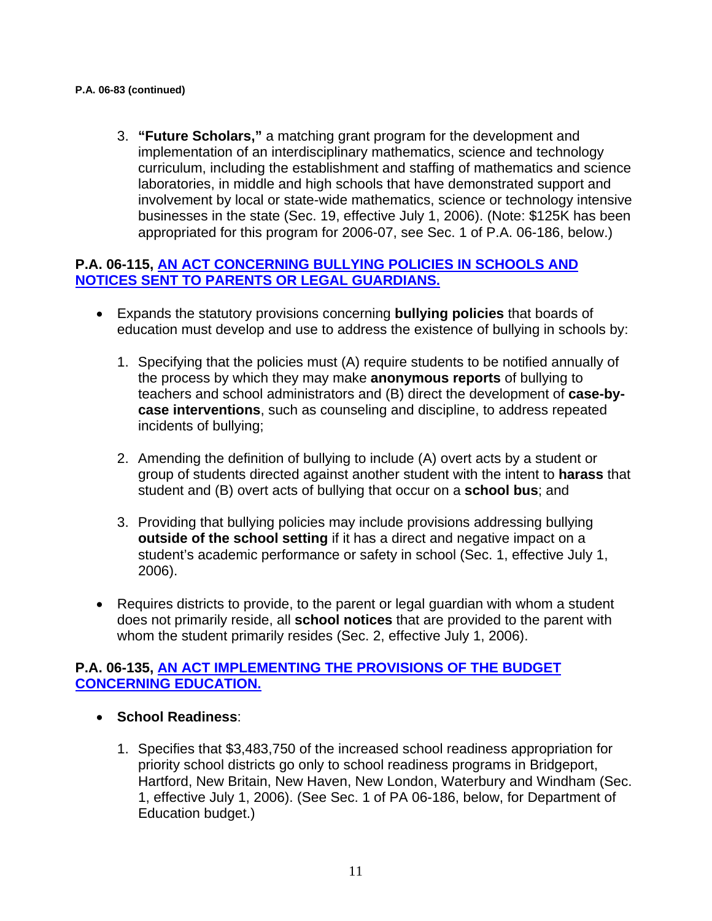**P.A. 06-83 (continued)**

3. **"Future Scholars,"** a matching grant program for the development and implementation of an interdisciplinary mathematics, science and technology curriculum, including the establishment and staffing of mathematics and science laboratories, in middle and high schools that have demonstrated support and involvement by local or state-wide mathematics, science or technology intensive businesses in the state (Sec. 19, effective July 1, 2006). (Note: $125K has been appropriated for this program for 2006-07, see Sec. 1 of P.A. 06-186, below.)

### P.A. 06-115, AN ACT CONCERNING BULLYING POLICIES IN SCHOOLS AND NOTICES SENT TO PARENTS OR LEGAL GUARDIANS.

- Expands the statutory provisions concerning **bullying policies** that boards of education must develop and use to address the existence of bullying in schools by:

  1. Specifying that the policies must (A) require students to be notified annually of the process by which they may make **anonymous reports** of bullying to teachers and school administrators and (B) direct the development of **case-by-case interventions**, such as counseling and discipline, to address repeated incidents of bullying;

  2. Amending the definition of bullying to include (A) overt acts by a student or group of students directed against another student with the intent to **harass** that student and (B) overt acts of bullying that occur on a **school bus**; and

  3. Providing that bullying policies may include provisions addressing bullying **outside of the school setting** if it has a direct and negative impact on a student's academic performance or safety in school (Sec. 1, effective July 1, 2006).

- Requires districts to provide, to the parent or legal guardian with whom a student does not primarily reside, all **school notices** that are provided to the parent with whom the student primarily resides (Sec. 2, effective July 1, 2006).

### P.A. 06-135, AN ACT IMPLEMENTING THE PROVISIONS OF THE BUDGET CONCERNING EDUCATION.

- **School Readiness**:

  1. Specifies that $3,483,750 of the increased school readiness appropriation for priority school districts go only to school readiness programs in Bridgeport, Hartford, New Britain, New Haven, New London, Waterbury and Windham (Sec. 1, effective July 1, 2006). (See Sec. 1 of PA 06-186, below, for Department of Education budget.)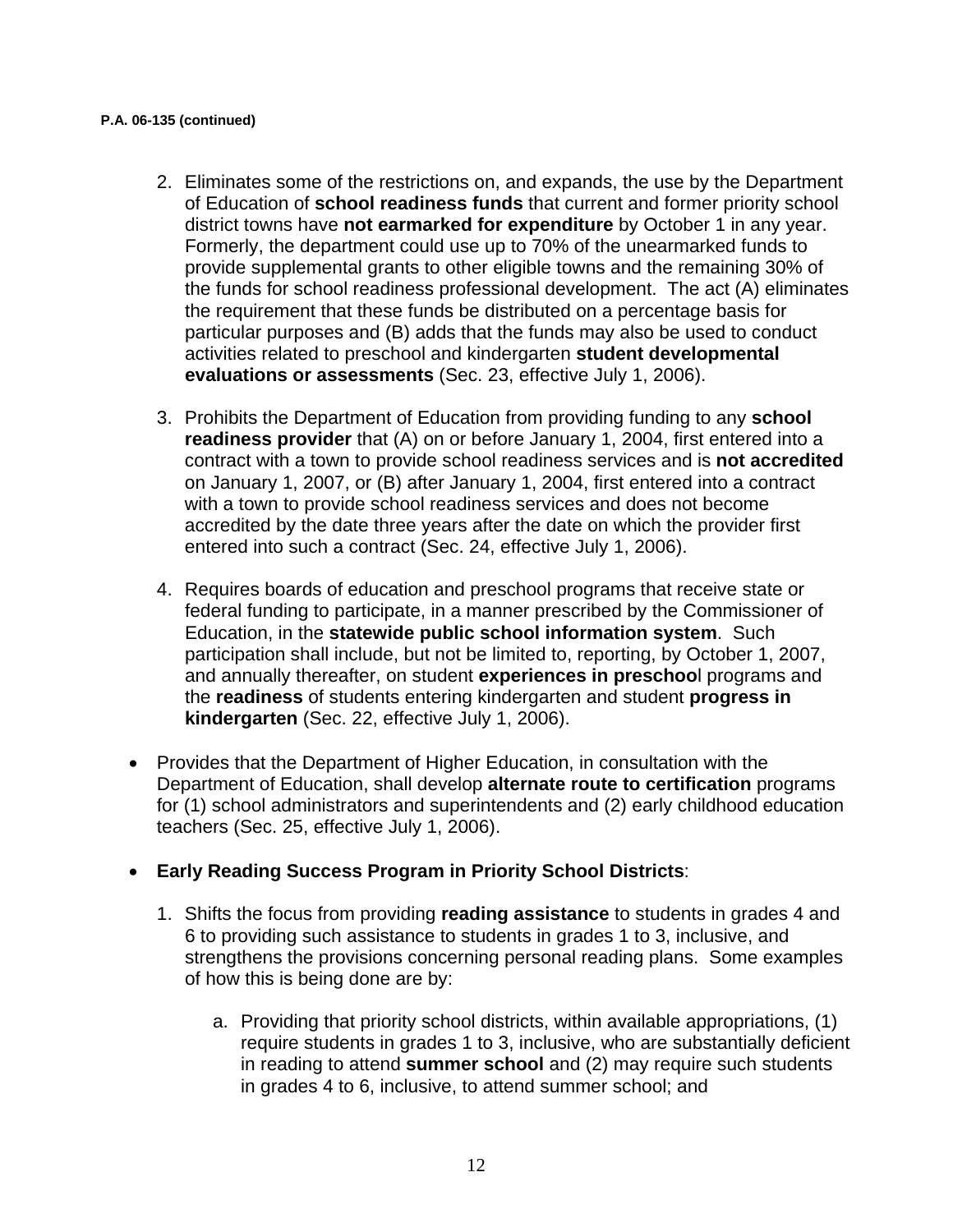**P.A. 06-135 (continued)**

2. Eliminates some of the restrictions on, and expands, the use by the Department of Education of **school readiness funds** that current and former priority school district towns have **not earmarked for expenditure** by October 1 in any year. Formerly, the department could use up to 70% of the unearmarked funds to provide supplemental grants to other eligible towns and the remaining 30% of the funds for school readiness professional development. The act (A) eliminates the requirement that these funds be distributed on a percentage basis for particular purposes and (B) adds that the funds may also be used to conduct activities related to preschool and kindergarten **student developmental evaluations or assessments** (Sec. 23, effective July 1, 2006).

3. Prohibits the Department of Education from providing funding to any **school readiness provider** that (A) on or before January 1, 2004, first entered into a contract with a town to provide school readiness services and is **not accredited** on January 1, 2007, or (B) after January 1, 2004, first entered into a contract with a town to provide school readiness services and does not become accredited by the date three years after the date on which the provider first entered into such a contract (Sec. 24, effective July 1, 2006).

4. Requires boards of education and preschool programs that receive state or federal funding to participate, in a manner prescribed by the Commissioner of Education, in the **statewide public school information system**. Such participation shall include, but not be limited to, reporting, by October 1, 2007, and annually thereafter, on student **experiences in preschoo**l programs and the **readiness** of students entering kindergarten and student **progress in kindergarten** (Sec. 22, effective July 1, 2006).

- Provides that the Department of Higher Education, in consultation with the Department of Education, shall develop **alternate route to certification** programs for (1) school administrators and superintendents and (2) early childhood education teachers (Sec. 25, effective July 1, 2006).

- **Early Reading Success Program in Priority School Districts**:

  1. Shifts the focus from providing **reading assistance** to students in grades 4 and 6 to providing such assistance to students in grades 1 to 3, inclusive, and strengthens the provisions concerning personal reading plans. Some examples of how this is being done are by:

     a. Providing that priority school districts, within available appropriations, (1) require students in grades 1 to 3, inclusive, who are substantially deficient in reading to attend **summer school** and (2) may require such students in grades 4 to 6, inclusive, to attend summer school; and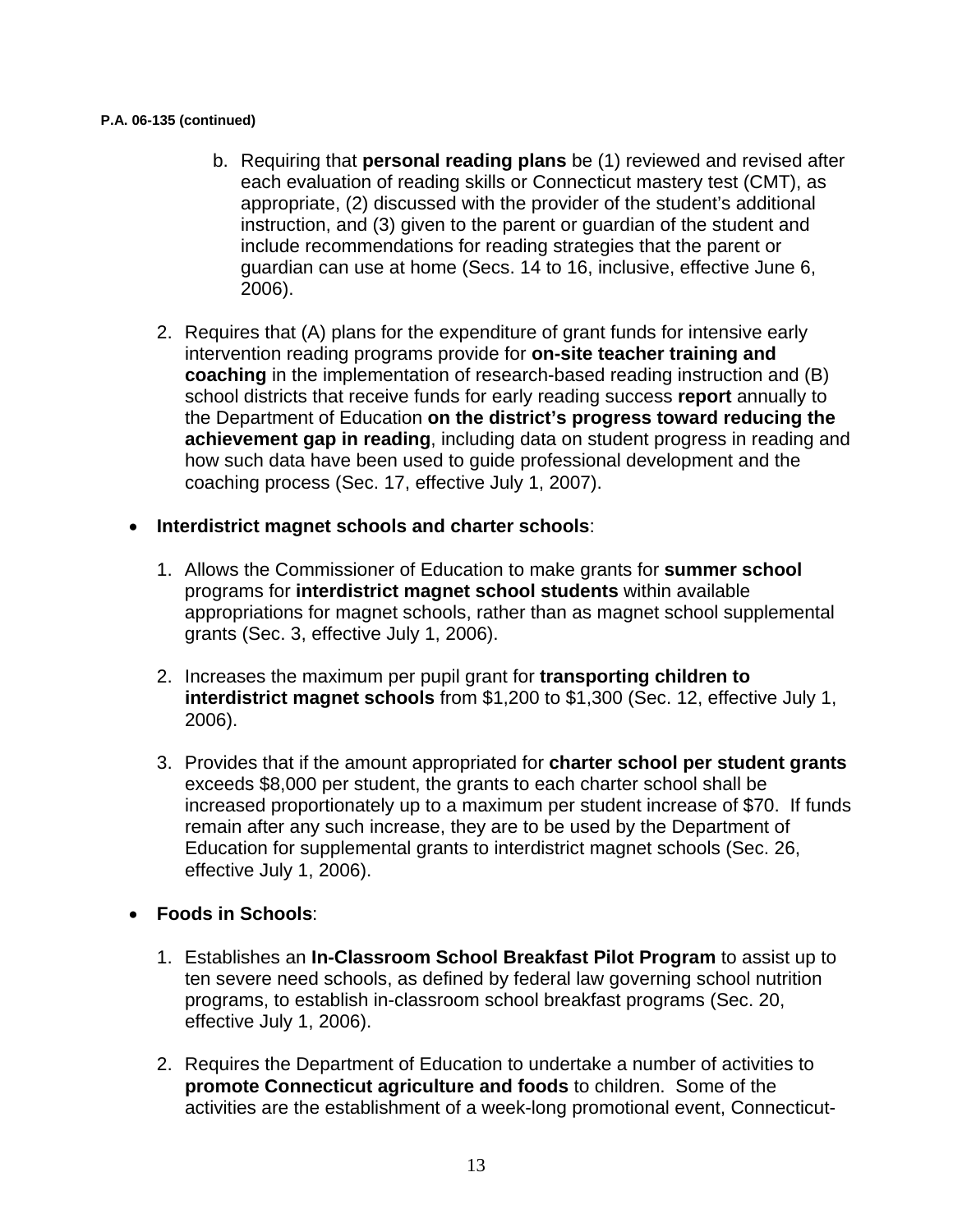**P.A. 06-135 (continued)**

   b. Requiring that **personal reading plans** be (1) reviewed and revised after each evaluation of reading skills or Connecticut mastery test (CMT), as appropriate, (2) discussed with the provider of the student's additional instruction, and (3) given to the parent or guardian of the student and include recommendations for reading strategies that the parent or guardian can use at home (Secs. 14 to 16, inclusive, effective June 6, 2006).

2. Requires that (A) plans for the expenditure of grant funds for intensive early intervention reading programs provide for **on-site teacher training and coaching** in the implementation of research-based reading instruction and (B) school districts that receive funds for early reading success **report** annually to the Department of Education **on the district's progress toward reducing the achievement gap in reading**, including data on student progress in reading and how such data have been used to guide professional development and the coaching process (Sec. 17, effective July 1, 2007).

- **Interdistrict magnet schools and charter schools**:

  1. Allows the Commissioner of Education to make grants for **summer school** programs for **interdistrict magnet school students** within available appropriations for magnet schools, rather than as magnet school supplemental grants (Sec. 3, effective July 1, 2006).

  2. Increases the maximum per pupil grant for **transporting children to interdistrict magnet schools** from $1,200 to $1,300 (Sec. 12, effective July 1, 2006).

  3. Provides that if the amount appropriated for **charter school per student grants** exceeds $8,000 per student, the grants to each charter school shall be increased proportionately up to a maximum per student increase of $70. If funds remain after any such increase, they are to be used by the Department of Education for supplemental grants to interdistrict magnet schools (Sec. 26, effective July 1, 2006).

- **Foods in Schools**:

  1. Establishes an **In-Classroom School Breakfast Pilot Program** to assist up to ten severe need schools, as defined by federal law governing school nutrition programs, to establish in-classroom school breakfast programs (Sec. 20, effective July 1, 2006).

  2. Requires the Department of Education to undertake a number of activities to **promote Connecticut agriculture and foods** to children. Some of the activities are the establishment of a week-long promotional event, Connecticut-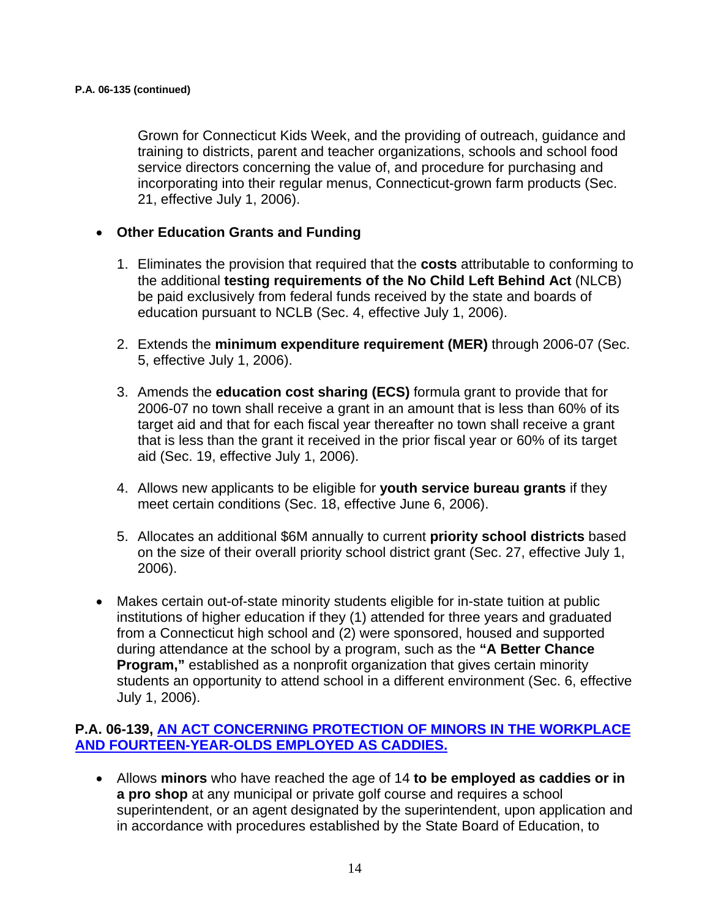**P.A. 06-135 (continued)**

Grown for Connecticut Kids Week, and the providing of outreach, guidance and training to districts, parent and teacher organizations, schools and school food service directors concerning the value of, and procedure for purchasing and incorporating into their regular menus, Connecticut-grown farm products (Sec. 21, effective July 1, 2006).

- **Other Education Grants and Funding**

  1. Eliminates the provision that required that the **costs** attributable to conforming to the additional **testing requirements of the No Child Left Behind Act** (NLCB) be paid exclusively from federal funds received by the state and boards of education pursuant to NCLB (Sec. 4, effective July 1, 2006).

  2. Extends the **minimum expenditure requirement (MER)** through 2006-07 (Sec. 5, effective July 1, 2006).

  3. Amends the **education cost sharing (ECS)** formula grant to provide that for 2006-07 no town shall receive a grant in an amount that is less than 60% of its target aid and that for each fiscal year thereafter no town shall receive a grant that is less than the grant it received in the prior fiscal year or 60% of its target aid (Sec. 19, effective July 1, 2006).

  4. Allows new applicants to be eligible for **youth service bureau grants** if they meet certain conditions (Sec. 18, effective June 6, 2006).

  5. Allocates an additional $6M annually to current **priority school districts** based on the size of their overall priority school district grant (Sec. 27, effective July 1, 2006).

- Makes certain out-of-state minority students eligible for in-state tuition at public institutions of higher education if they (1) attended for three years and graduated from a Connecticut high school and (2) were sponsored, housed and supported during attendance at the school by a program, such as the **"A Better Chance Program,"** established as a nonprofit organization that gives certain minority students an opportunity to attend school in a different environment (Sec. 6, effective July 1, 2006).

**P.A. 06-139, AN ACT CONCERNING PROTECTION OF MINORS IN THE WORKPLACE AND FOURTEEN-YEAR-OLDS EMPLOYED AS CADDIES.**

- Allows **minors** who have reached the age of 14 **to be employed as caddies or in a pro shop** at any municipal or private golf course and requires a school superintendent, or an agent designated by the superintendent, upon application and in accordance with procedures established by the State Board of Education, to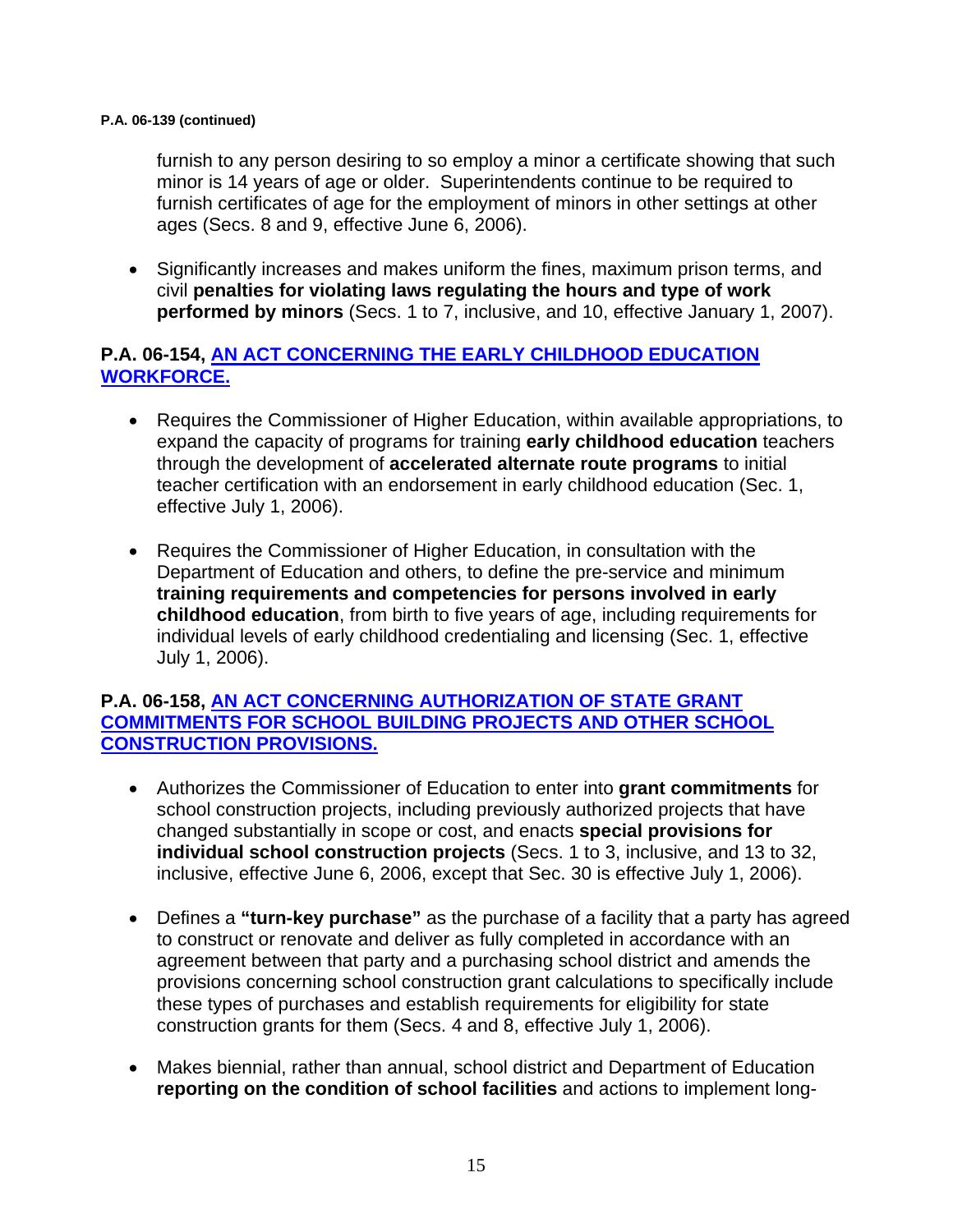**P.A. 06-139 (continued)**

furnish to any person desiring to so employ a minor a certificate showing that such minor is 14 years of age or older. Superintendents continue to be required to furnish certificates of age for the employment of minors in other settings at other ages (Secs. 8 and 9, effective June 6, 2006).

- Significantly increases and makes uniform the fines, maximum prison terms, and civil **penalties for violating laws regulating the hours and type of work performed by minors** (Secs. 1 to 7, inclusive, and 10, effective January 1, 2007).

**P.A. 06-154, AN ACT CONCERNING THE EARLY CHILDHOOD EDUCATION WORKFORCE.**

- Requires the Commissioner of Higher Education, within available appropriations, to expand the capacity of programs for training **early childhood education** teachers through the development of **accelerated alternate route programs** to initial teacher certification with an endorsement in early childhood education (Sec. 1, effective July 1, 2006).

- Requires the Commissioner of Higher Education, in consultation with the Department of Education and others, to define the pre-service and minimum **training requirements and competencies for persons involved in early childhood education**, from birth to five years of age, including requirements for individual levels of early childhood credentialing and licensing (Sec. 1, effective July 1, 2006).

**P.A. 06-158, AN ACT CONCERNING AUTHORIZATION OF STATE GRANT COMMITMENTS FOR SCHOOL BUILDING PROJECTS AND OTHER SCHOOL CONSTRUCTION PROVISIONS.**

- Authorizes the Commissioner of Education to enter into **grant commitments** for school construction projects, including previously authorized projects that have changed substantially in scope or cost, and enacts **special provisions for individual school construction projects** (Secs. 1 to 3, inclusive, and 13 to 32, inclusive, effective June 6, 2006, except that Sec. 30 is effective July 1, 2006).

- Defines a **"turn-key purchase"** as the purchase of a facility that a party has agreed to construct or renovate and deliver as fully completed in accordance with an agreement between that party and a purchasing school district and amends the provisions concerning school construction grant calculations to specifically include these types of purchases and establish requirements for eligibility for state construction grants for them (Secs. 4 and 8, effective July 1, 2006).

- Makes biennial, rather than annual, school district and Department of Education **reporting on the condition of school facilities** and actions to implement long-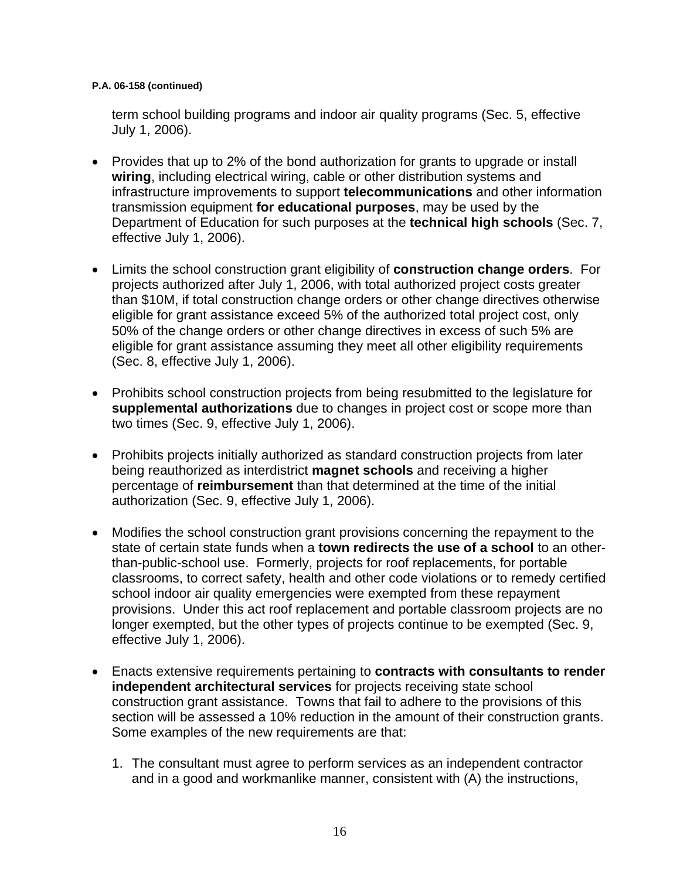**P.A. 06-158 (continued)**

term school building programs and indoor air quality programs (Sec. 5, effective July 1, 2006).

- Provides that up to 2% of the bond authorization for grants to upgrade or install **wiring**, including electrical wiring, cable or other distribution systems and infrastructure improvements to support **telecommunications** and other information transmission equipment **for educational purposes**, may be used by the Department of Education for such purposes at the **technical high schools** (Sec. 7, effective July 1, 2006).

- Limits the school construction grant eligibility of **construction change orders**. For projects authorized after July 1, 2006, with total authorized project costs greater than $10M, if total construction change orders or other change directives otherwise eligible for grant assistance exceed 5% of the authorized total project cost, only 50% of the change orders or other change directives in excess of such 5% are eligible for grant assistance assuming they meet all other eligibility requirements (Sec. 8, effective July 1, 2006).

- Prohibits school construction projects from being resubmitted to the legislature for **supplemental authorizations** due to changes in project cost or scope more than two times (Sec. 9, effective July 1, 2006).

- Prohibits projects initially authorized as standard construction projects from later being reauthorized as interdistrict **magnet schools** and receiving a higher percentage of **reimbursement** than that determined at the time of the initial authorization (Sec. 9, effective July 1, 2006).

- Modifies the school construction grant provisions concerning the repayment to the state of certain state funds when a **town redirects the use of a school** to an other-than-public-school use. Formerly, projects for roof replacements, for portable classrooms, to correct safety, health and other code violations or to remedy certified school indoor air quality emergencies were exempted from these repayment provisions. Under this act roof replacement and portable classroom projects are no longer exempted, but the other types of projects continue to be exempted (Sec. 9, effective July 1, 2006).

- Enacts extensive requirements pertaining to **contracts with consultants to render independent architectural services** for projects receiving state school construction grant assistance. Towns that fail to adhere to the provisions of this section will be assessed a 10% reduction in the amount of their construction grants. Some examples of the new requirements are that:

  1. The consultant must agree to perform services as an independent contractor and in a good and workmanlike manner, consistent with (A) the instructions,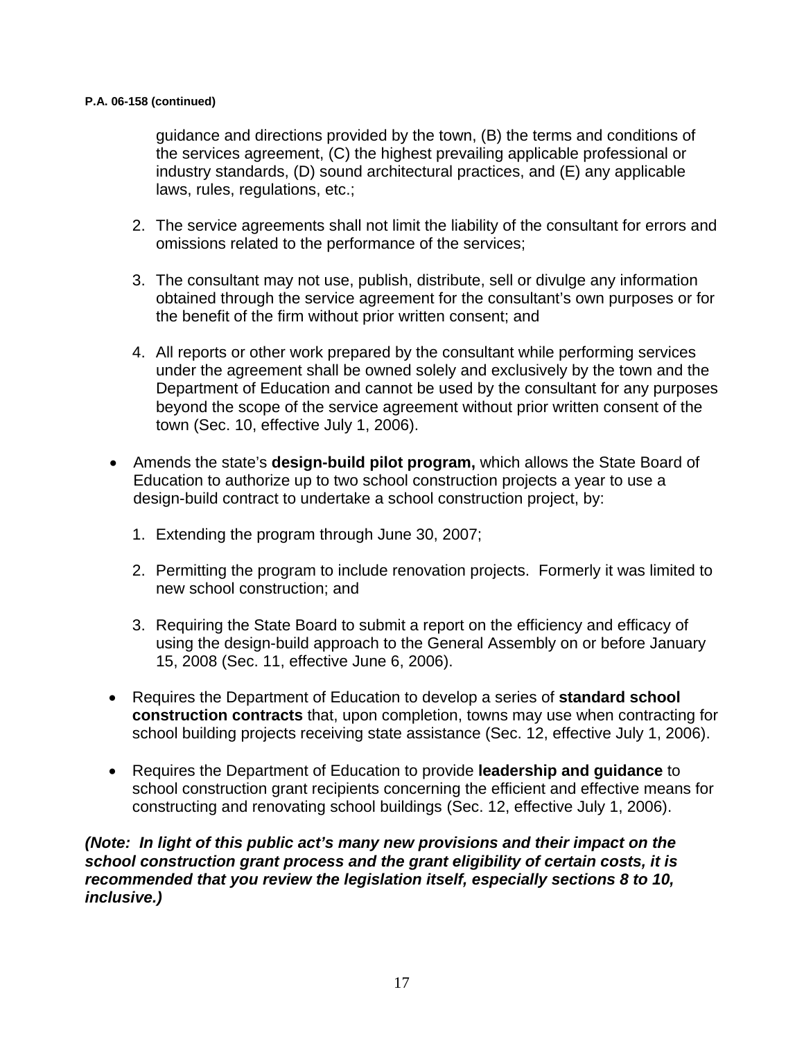**P.A. 06-158 (continued)**

guidance and directions provided by the town, (B) the terms and conditions of the services agreement, (C) the highest prevailing applicable professional or industry standards, (D) sound architectural practices, and (E) any applicable laws, rules, regulations, etc.;

2. The service agreements shall not limit the liability of the consultant for errors and omissions related to the performance of the services;

3. The consultant may not use, publish, distribute, sell or divulge any information obtained through the service agreement for the consultant's own purposes or for the benefit of the firm without prior written consent; and

4. All reports or other work prepared by the consultant while performing services under the agreement shall be owned solely and exclusively by the town and the Department of Education and cannot be used by the consultant for any purposes beyond the scope of the service agreement without prior written consent of the town (Sec. 10, effective July 1, 2006).

- Amends the state's **design-build pilot program,** which allows the State Board of Education to authorize up to two school construction projects a year to use a design-build contract to undertake a school construction project, by:

  1. Extending the program through June 30, 2007;

  2. Permitting the program to include renovation projects. Formerly it was limited to new school construction; and

  3. Requiring the State Board to submit a report on the efficiency and efficacy of using the design-build approach to the General Assembly on or before January 15, 2008 (Sec. 11, effective June 6, 2006).

- Requires the Department of Education to develop a series of **standard school construction contracts** that, upon completion, towns may use when contracting for school building projects receiving state assistance (Sec. 12, effective July 1, 2006).

- Requires the Department of Education to provide **leadership and guidance** to school construction grant recipients concerning the efficient and effective means for constructing and renovating school buildings (Sec. 12, effective July 1, 2006).

***(Note: In light of this public act's many new provisions and their impact on the school construction grant process and the grant eligibility of certain costs, it is recommended that you review the legislation itself, especially sections 8 to 10, inclusive.)***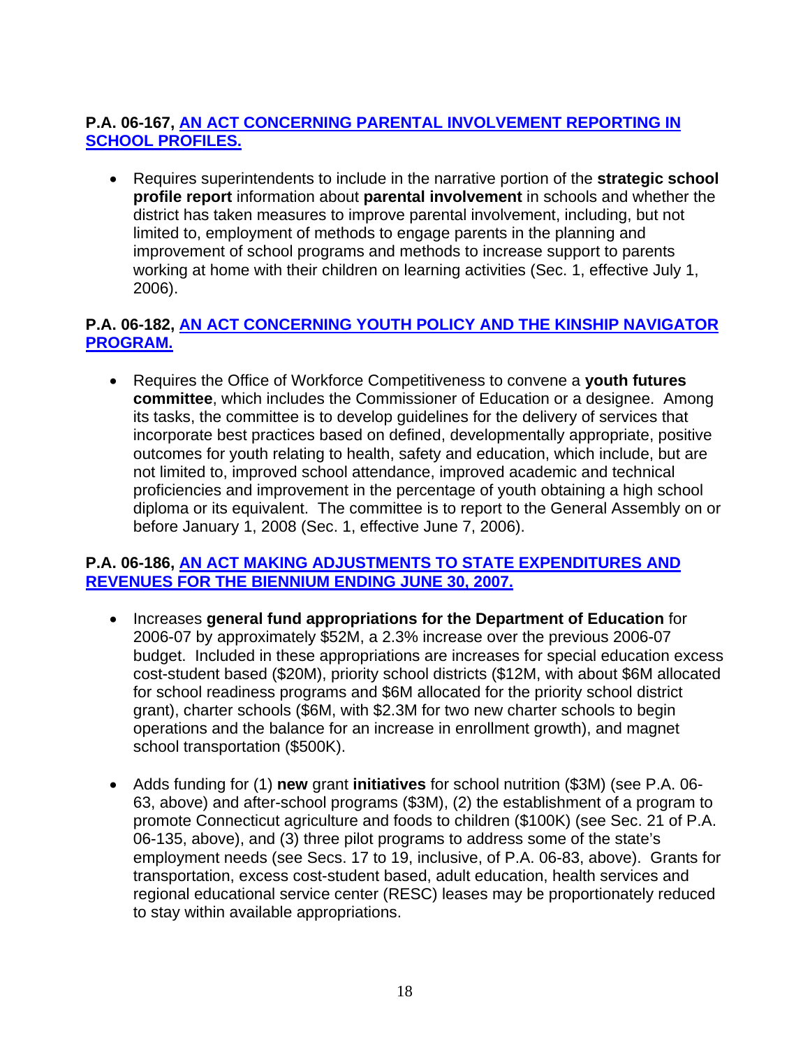**P.A. 06-167, AN ACT CONCERNING PARENTAL INVOLVEMENT REPORTING IN SCHOOL PROFILES.**

- Requires superintendents to include in the narrative portion of the **strategic school profile report** information about **parental involvement** in schools and whether the district has taken measures to improve parental involvement, including, but not limited to, employment of methods to engage parents in the planning and improvement of school programs and methods to increase support to parents working at home with their children on learning activities (Sec. 1, effective July 1, 2006).

**P.A. 06-182, AN ACT CONCERNING YOUTH POLICY AND THE KINSHIP NAVIGATOR PROGRAM.**

- Requires the Office of Workforce Competitiveness to convene a **youth futures committee**, which includes the Commissioner of Education or a designee. Among its tasks, the committee is to develop guidelines for the delivery of services that incorporate best practices based on defined, developmentally appropriate, positive outcomes for youth relating to health, safety and education, which include, but are not limited to, improved school attendance, improved academic and technical proficiencies and improvement in the percentage of youth obtaining a high school diploma or its equivalent. The committee is to report to the General Assembly on or before January 1, 2008 (Sec. 1, effective June 7, 2006).

**P.A. 06-186, AN ACT MAKING ADJUSTMENTS TO STATE EXPENDITURES AND REVENUES FOR THE BIENNIUM ENDING JUNE 30, 2007.**

- Increases **general fund appropriations for the Department of Education** for 2006-07 by approximately $52M, a 2.3% increase over the previous 2006-07 budget. Included in these appropriations are increases for special education excess cost-student based ($20M), priority school districts ($12M, with about $6M allocated for school readiness programs and $6M allocated for the priority school district grant), charter schools ($6M, with $2.3M for two new charter schools to begin operations and the balance for an increase in enrollment growth), and magnet school transportation ($500K).

- Adds funding for (1) **new** grant **initiatives** for school nutrition ($3M) (see P.A. 06-63, above) and after-school programs ($3M), (2) the establishment of a program to promote Connecticut agriculture and foods to children ($100K) (see Sec. 21 of P.A. 06-135, above), and (3) three pilot programs to address some of the state's employment needs (see Secs. 17 to 19, inclusive, of P.A. 06-83, above). Grants for transportation, excess cost-student based, adult education, health services and regional educational service center (RESC) leases may be proportionately reduced to stay within available appropriations.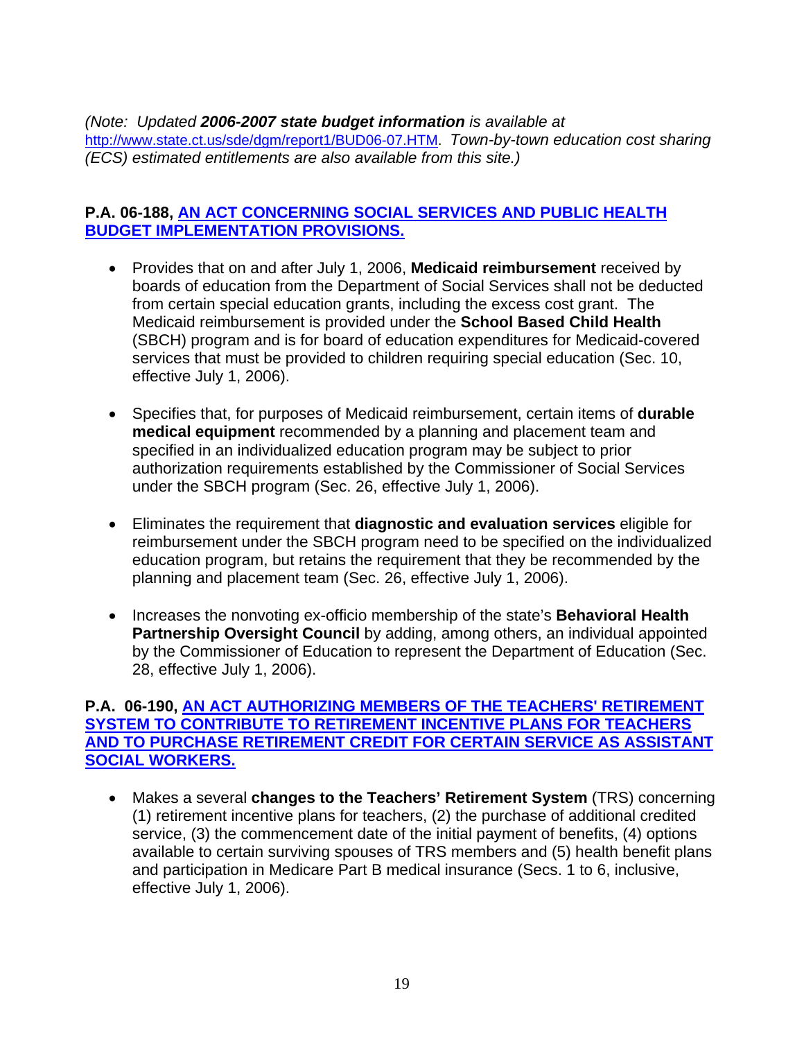*(Note: Updated **2006-2007 state budget information** is available at http://www.state.ct.us/sde/dgm/report1/BUD06-07.HTM. Town-by-town education cost sharing (ECS) estimated entitlements are also available from this site.)*

**P.A. 06-188, AN ACT CONCERNING SOCIAL SERVICES AND PUBLIC HEALTH BUDGET IMPLEMENTATION PROVISIONS.**

- Provides that on and after July 1, 2006, **Medicaid reimbursement** received by boards of education from the Department of Social Services shall not be deducted from certain special education grants, including the excess cost grant. The Medicaid reimbursement is provided under the **School Based Child Health** (SBCH) program and is for board of education expenditures for Medicaid-covered services that must be provided to children requiring special education (Sec. 10, effective July 1, 2006).

- Specifies that, for purposes of Medicaid reimbursement, certain items of **durable medical equipment** recommended by a planning and placement team and specified in an individualized education program may be subject to prior authorization requirements established by the Commissioner of Social Services under the SBCH program (Sec. 26, effective July 1, 2006).

- Eliminates the requirement that **diagnostic and evaluation services** eligible for reimbursement under the SBCH program need to be specified on the individualized education program, but retains the requirement that they be recommended by the planning and placement team (Sec. 26, effective July 1, 2006).

- Increases the nonvoting ex-officio membership of the state's **Behavioral Health Partnership Oversight Council** by adding, among others, an individual appointed by the Commissioner of Education to represent the Department of Education (Sec. 28, effective July 1, 2006).

**P.A. 06-190, AN ACT AUTHORIZING MEMBERS OF THE TEACHERS' RETIREMENT SYSTEM TO CONTRIBUTE TO RETIREMENT INCENTIVE PLANS FOR TEACHERS AND TO PURCHASE RETIREMENT CREDIT FOR CERTAIN SERVICE AS ASSISTANT SOCIAL WORKERS.**

- Makes a several **changes to the Teachers' Retirement System** (TRS) concerning (1) retirement incentive plans for teachers, (2) the purchase of additional credited service, (3) the commencement date of the initial payment of benefits, (4) options available to certain surviving spouses of TRS members and (5) health benefit plans and participation in Medicare Part B medical insurance (Secs. 1 to 6, inclusive, effective July 1, 2006).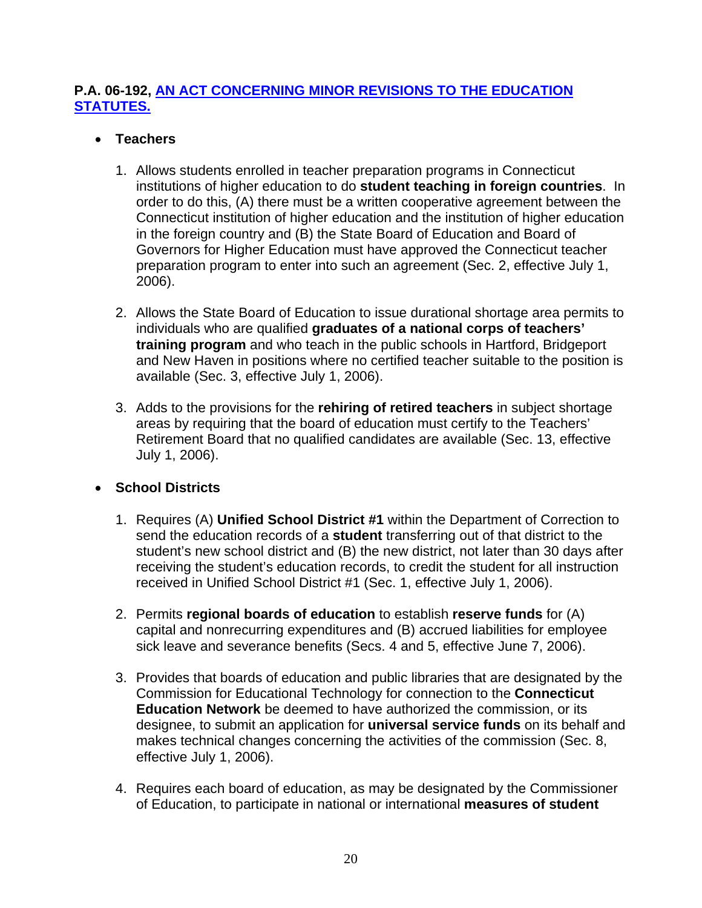**P.A. 06-192, AN ACT CONCERNING MINOR REVISIONS TO THE EDUCATION STATUTES.**

- **Teachers**

    1. Allows students enrolled in teacher preparation programs in Connecticut institutions of higher education to do **student teaching in foreign countries**. In order to do this, (A) there must be a written cooperative agreement between the Connecticut institution of higher education and the institution of higher education in the foreign country and (B) the State Board of Education and Board of Governors for Higher Education must have approved the Connecticut teacher preparation program to enter into such an agreement (Sec. 2, effective July 1, 2006).

    2. Allows the State Board of Education to issue durational shortage area permits to individuals who are qualified **graduates of a national corps of teachers' training program** and who teach in the public schools in Hartford, Bridgeport and New Haven in positions where no certified teacher suitable to the position is available (Sec. 3, effective July 1, 2006).

    3. Adds to the provisions for the **rehiring of retired teachers** in subject shortage areas by requiring that the board of education must certify to the Teachers' Retirement Board that no qualified candidates are available (Sec. 13, effective July 1, 2006).

- **School Districts**

    1. Requires (A) **Unified School District #1** within the Department of Correction to send the education records of a **student** transferring out of that district to the student's new school district and (B) the new district, not later than 30 days after receiving the student's education records, to credit the student for all instruction received in Unified School District #1 (Sec. 1, effective July 1, 2006).

    2. Permits **regional boards of education** to establish **reserve funds** for (A) capital and nonrecurring expenditures and (B) accrued liabilities for employee sick leave and severance benefits (Secs. 4 and 5, effective June 7, 2006).

    3. Provides that boards of education and public libraries that are designated by the Commission for Educational Technology for connection to the **Connecticut Education Network** be deemed to have authorized the commission, or its designee, to submit an application for **universal service funds** on its behalf and makes technical changes concerning the activities of the commission (Sec. 8, effective July 1, 2006).

    4. Requires each board of education, as may be designated by the Commissioner of Education, to participate in national or international **measures of student**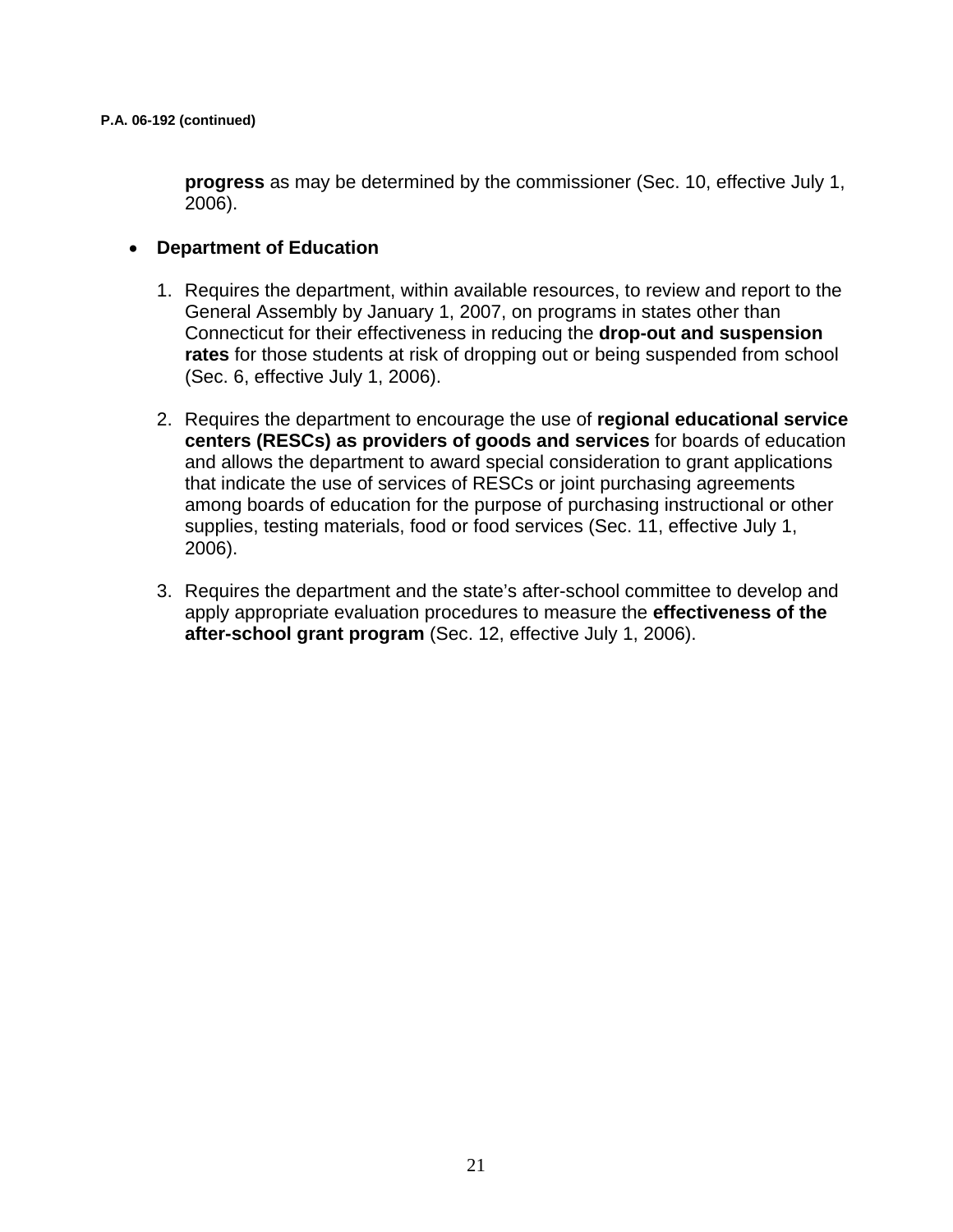**progress** as may be determined by the commissioner (Sec. 10, effective July 1, 2006).

- **Department of Education**

  1. Requires the department, within available resources, to review and report to the General Assembly by January 1, 2007, on programs in states other than Connecticut for their effectiveness in reducing the **drop-out and suspension rates** for those students at risk of dropping out or being suspended from school (Sec. 6, effective July 1, 2006).

  2. Requires the department to encourage the use of **regional educational service centers (RESCs) as providers of goods and services** for boards of education and allows the department to award special consideration to grant applications that indicate the use of services of RESCs or joint purchasing agreements among boards of education for the purpose of purchasing instructional or other supplies, testing materials, food or food services (Sec. 11, effective July 1, 2006).

  3. Requires the department and the state's after-school committee to develop and apply appropriate evaluation procedures to measure the **effectiveness of the after-school grant program** (Sec. 12, effective July 1, 2006).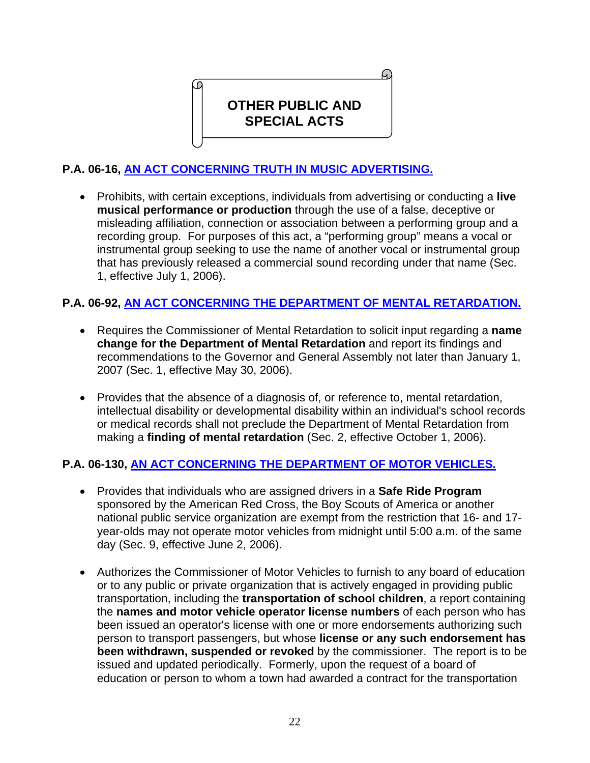# OTHER PUBLIC AND SPECIAL ACTS

**P.A. 06-16, AN ACT CONCERNING TRUTH IN MUSIC ADVERTISING.**

- Prohibits, with certain exceptions, individuals from advertising or conducting a **live musical performance or production** through the use of a false, deceptive or misleading affiliation, connection or association between a performing group and a recording group. For purposes of this act, a "performing group" means a vocal or instrumental group seeking to use the name of another vocal or instrumental group that has previously released a commercial sound recording under that name (Sec. 1, effective July 1, 2006).

**P.A. 06-92, AN ACT CONCERNING THE DEPARTMENT OF MENTAL RETARDATION.**

- Requires the Commissioner of Mental Retardation to solicit input regarding a **name change for the Department of Mental Retardation** and report its findings and recommendations to the Governor and General Assembly not later than January 1, 2007 (Sec. 1, effective May 30, 2006).

- Provides that the absence of a diagnosis of, or reference to, mental retardation, intellectual disability or developmental disability within an individual's school records or medical records shall not preclude the Department of Mental Retardation from making a **finding of mental retardation** (Sec. 2, effective October 1, 2006).

**P.A. 06-130, AN ACT CONCERNING THE DEPARTMENT OF MOTOR VEHICLES.**

- Provides that individuals who are assigned drivers in a **Safe Ride Program** sponsored by the American Red Cross, the Boy Scouts of America or another national public service organization are exempt from the restriction that 16- and 17-year-olds may not operate motor vehicles from midnight until 5:00 a.m. of the same day (Sec. 9, effective June 2, 2006).

- Authorizes the Commissioner of Motor Vehicles to furnish to any board of education or to any public or private organization that is actively engaged in providing public transportation, including the **transportation of school children**, a report containing the **names and motor vehicle operator license numbers** of each person who has been issued an operator's license with one or more endorsements authorizing such person to transport passengers, but whose **license or any such endorsement has been withdrawn, suspended or revoked** by the commissioner. The report is to be issued and updated periodically. Formerly, upon the request of a board of education or person to whom a town had awarded a contract for the transportation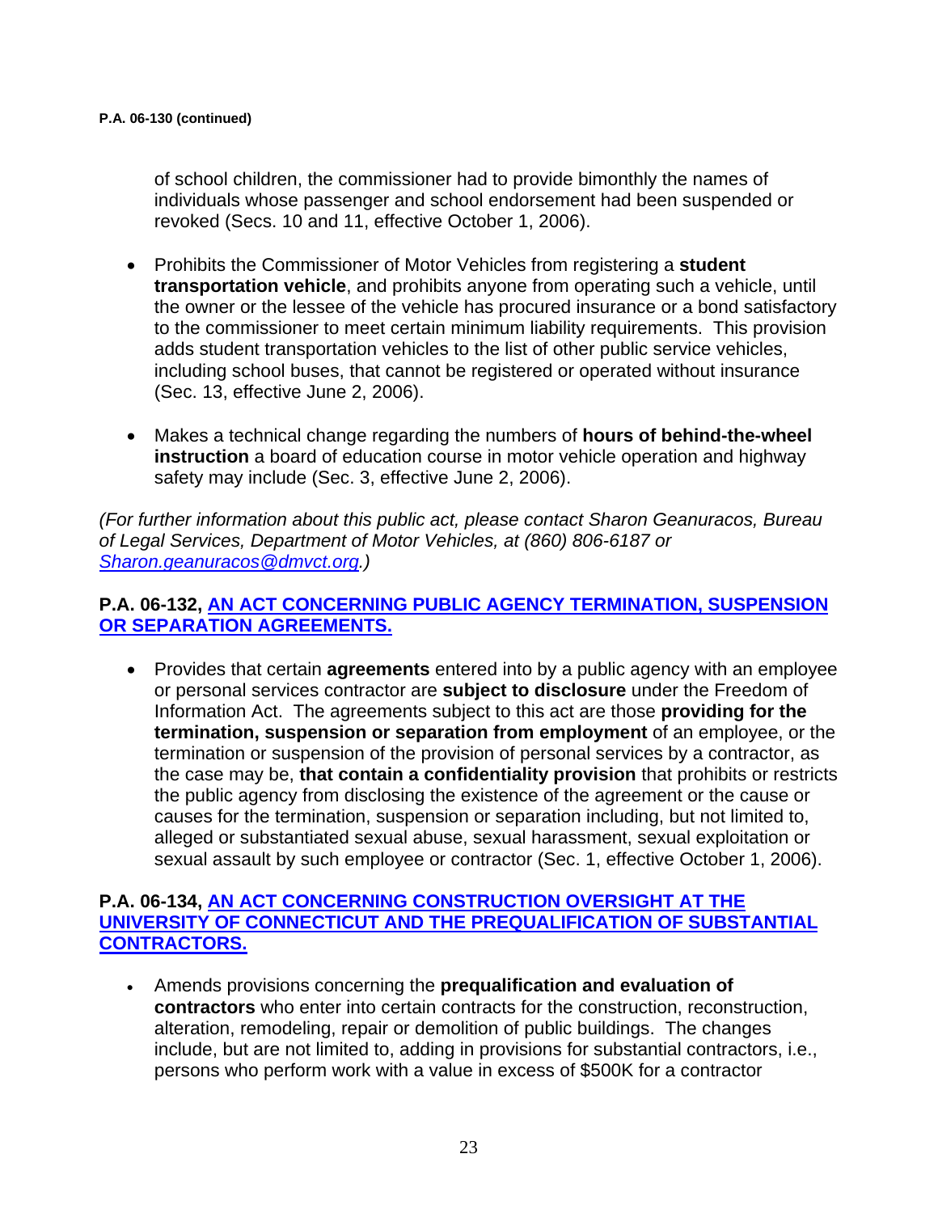of school children, the commissioner had to provide bimonthly the names of individuals whose passenger and school endorsement had been suspended or revoked (Secs. 10 and 11, effective October 1, 2006).

- Prohibits the Commissioner of Motor Vehicles from registering a **student transportation vehicle**, and prohibits anyone from operating such a vehicle, until the owner or the lessee of the vehicle has procured insurance or a bond satisfactory to the commissioner to meet certain minimum liability requirements. This provision adds student transportation vehicles to the list of other public service vehicles, including school buses, that cannot be registered or operated without insurance (Sec. 13, effective June 2, 2006).

- Makes a technical change regarding the numbers of **hours of behind-the-wheel instruction** a board of education course in motor vehicle operation and highway safety may include (Sec. 3, effective June 2, 2006).

*(For further information about this public act, please contact Sharon Geanuracos, Bureau of Legal Services, Department of Motor Vehicles, at (860) 806-6187 or Sharon.geanuracos@dmvct.org.)*

**P.A. 06-132, AN ACT CONCERNING PUBLIC AGENCY TERMINATION, SUSPENSION OR SEPARATION AGREEMENTS.**

- Provides that certain **agreements** entered into by a public agency with an employee or personal services contractor are **subject to disclosure** under the Freedom of Information Act. The agreements subject to this act are those **providing for the termination, suspension or separation from employment** of an employee, or the termination or suspension of the provision of personal services by a contractor, as the case may be, **that contain a confidentiality provision** that prohibits or restricts the public agency from disclosing the existence of the agreement or the cause or causes for the termination, suspension or separation including, but not limited to, alleged or substantiated sexual abuse, sexual harassment, sexual exploitation or sexual assault by such employee or contractor (Sec. 1, effective October 1, 2006).

**P.A. 06-134, AN ACT CONCERNING CONSTRUCTION OVERSIGHT AT THE UNIVERSITY OF CONNECTICUT AND THE PREQUALIFICATION OF SUBSTANTIAL CONTRACTORS.**

- Amends provisions concerning the **prequalification and evaluation of contractors** who enter into certain contracts for the construction, reconstruction, alteration, remodeling, repair or demolition of public buildings. The changes include, but are not limited to, adding in provisions for substantial contractors, i.e., persons who perform work with a value in excess of $500K for a contractor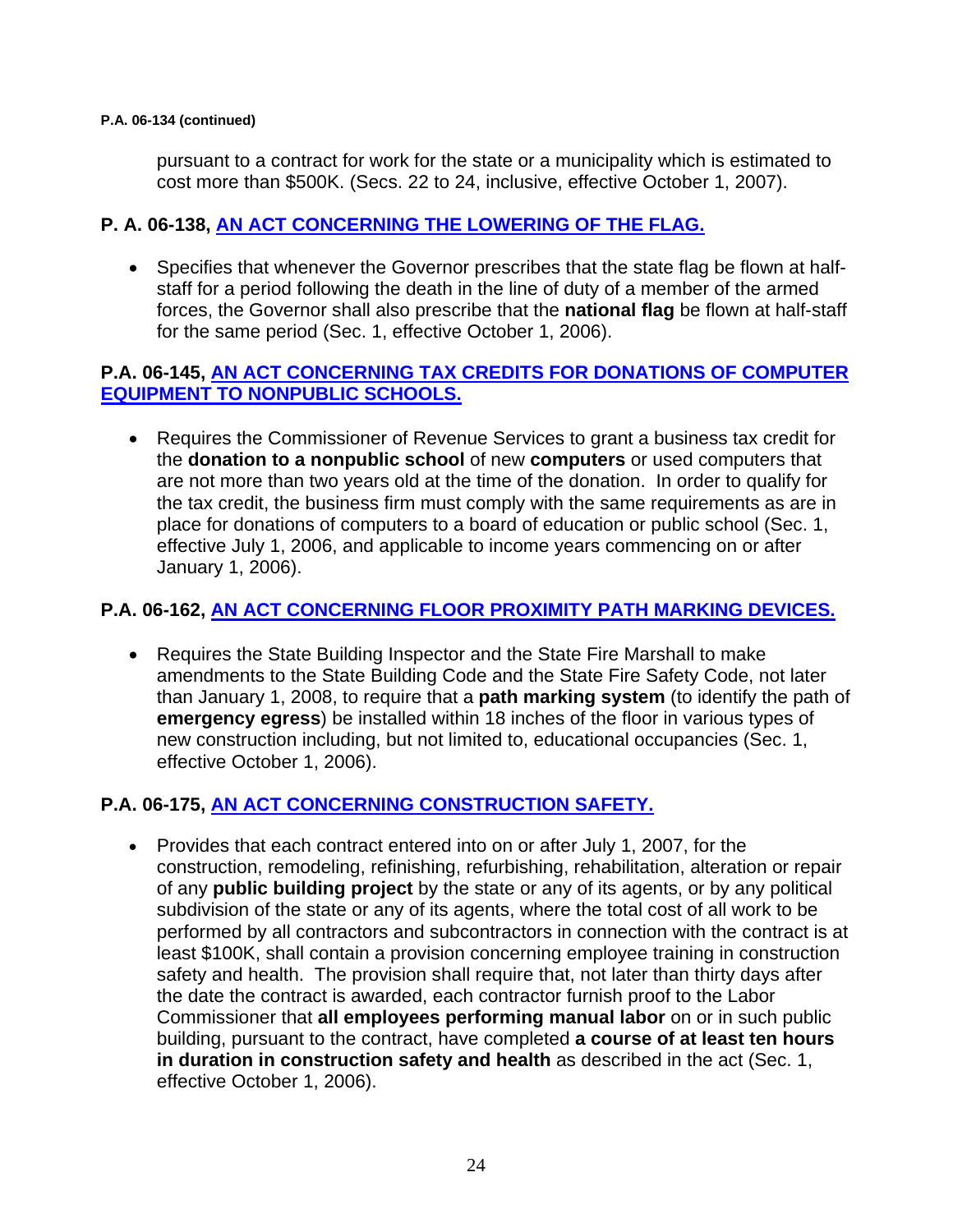**P.A. 06-134 (continued)**

pursuant to a contract for work for the state or a municipality which is estimated to cost more than $500K. (Secs. 22 to 24, inclusive, effective October 1, 2007).

### P. A. 06-138, AN ACT CONCERNING THE LOWERING OF THE FLAG.

- Specifies that whenever the Governor prescribes that the state flag be flown at half-staff for a period following the death in the line of duty of a member of the armed forces, the Governor shall also prescribe that the **national flag** be flown at half-staff for the same period (Sec. 1, effective October 1, 2006).

### P.A. 06-145, AN ACT CONCERNING TAX CREDITS FOR DONATIONS OF COMPUTER EQUIPMENT TO NONPUBLIC SCHOOLS.

- Requires the Commissioner of Revenue Services to grant a business tax credit for the **donation to a nonpublic school** of new **computers** or used computers that are not more than two years old at the time of the donation. In order to qualify for the tax credit, the business firm must comply with the same requirements as are in place for donations of computers to a board of education or public school (Sec. 1, effective July 1, 2006, and applicable to income years commencing on or after January 1, 2006).

### P.A. 06-162, AN ACT CONCERNING FLOOR PROXIMITY PATH MARKING DEVICES.

- Requires the State Building Inspector and the State Fire Marshall to make amendments to the State Building Code and the State Fire Safety Code, not later than January 1, 2008, to require that a **path marking system** (to identify the path of **emergency egress**) be installed within 18 inches of the floor in various types of new construction including, but not limited to, educational occupancies (Sec. 1, effective October 1, 2006).

### P.A. 06-175, AN ACT CONCERNING CONSTRUCTION SAFETY.

- Provides that each contract entered into on or after July 1, 2007, for the construction, remodeling, refinishing, refurbishing, rehabilitation, alteration or repair of any **public building project** by the state or any of its agents, or by any political subdivision of the state or any of its agents, where the total cost of all work to be performed by all contractors and subcontractors in connection with the contract is at least $100K, shall contain a provision concerning employee training in construction safety and health. The provision shall require that, not later than thirty days after the date the contract is awarded, each contractor furnish proof to the Labor Commissioner that **all employees performing manual labor** on or in such public building, pursuant to the contract, have completed **a course of at least ten hours in duration in construction safety and health** as described in the act (Sec. 1, effective October 1, 2006).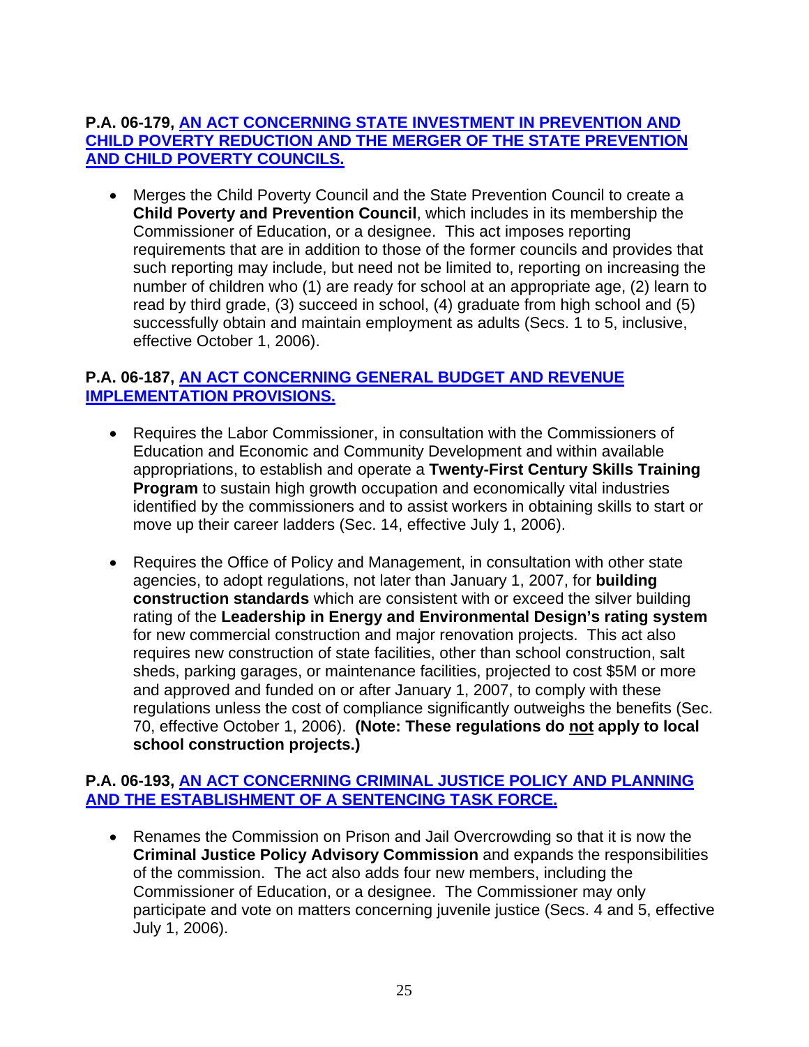**P.A. 06-179, AN ACT CONCERNING STATE INVESTMENT IN PREVENTION AND CHILD POVERTY REDUCTION AND THE MERGER OF THE STATE PREVENTION AND CHILD POVERTY COUNCILS.**

- Merges the Child Poverty Council and the State Prevention Council to create a **Child Poverty and Prevention Council**, which includes in its membership the Commissioner of Education, or a designee. This act imposes reporting requirements that are in addition to those of the former councils and provides that such reporting may include, but need not be limited to, reporting on increasing the number of children who (1) are ready for school at an appropriate age, (2) learn to read by third grade, (3) succeed in school, (4) graduate from high school and (5) successfully obtain and maintain employment as adults (Secs. 1 to 5, inclusive, effective October 1, 2006).

**P.A. 06-187, AN ACT CONCERNING GENERAL BUDGET AND REVENUE IMPLEMENTATION PROVISIONS.**

- Requires the Labor Commissioner, in consultation with the Commissioners of Education and Economic and Community Development and within available appropriations, to establish and operate a **Twenty-First Century Skills Training Program** to sustain high growth occupation and economically vital industries identified by the commissioners and to assist workers in obtaining skills to start or move up their career ladders (Sec. 14, effective July 1, 2006).

- Requires the Office of Policy and Management, in consultation with other state agencies, to adopt regulations, not later than January 1, 2007, for **building construction standards** which are consistent with or exceed the silver building rating of the **Leadership in Energy and Environmental Design's rating system** for new commercial construction and major renovation projects. This act also requires new construction of state facilities, other than school construction, salt sheds, parking garages, or maintenance facilities, projected to cost $5M or more and approved and funded on or after January 1, 2007, to comply with these regulations unless the cost of compliance significantly outweighs the benefits (Sec. 70, effective October 1, 2006). **(Note: These regulations do not apply to local school construction projects.)**

**P.A. 06-193, AN ACT CONCERNING CRIMINAL JUSTICE POLICY AND PLANNING AND THE ESTABLISHMENT OF A SENTENCING TASK FORCE.**

- Renames the Commission on Prison and Jail Overcrowding so that it is now the **Criminal Justice Policy Advisory Commission** and expands the responsibilities of the commission. The act also adds four new members, including the Commissioner of Education, or a designee. The Commissioner may only participate and vote on matters concerning juvenile justice (Secs. 4 and 5, effective July 1, 2006).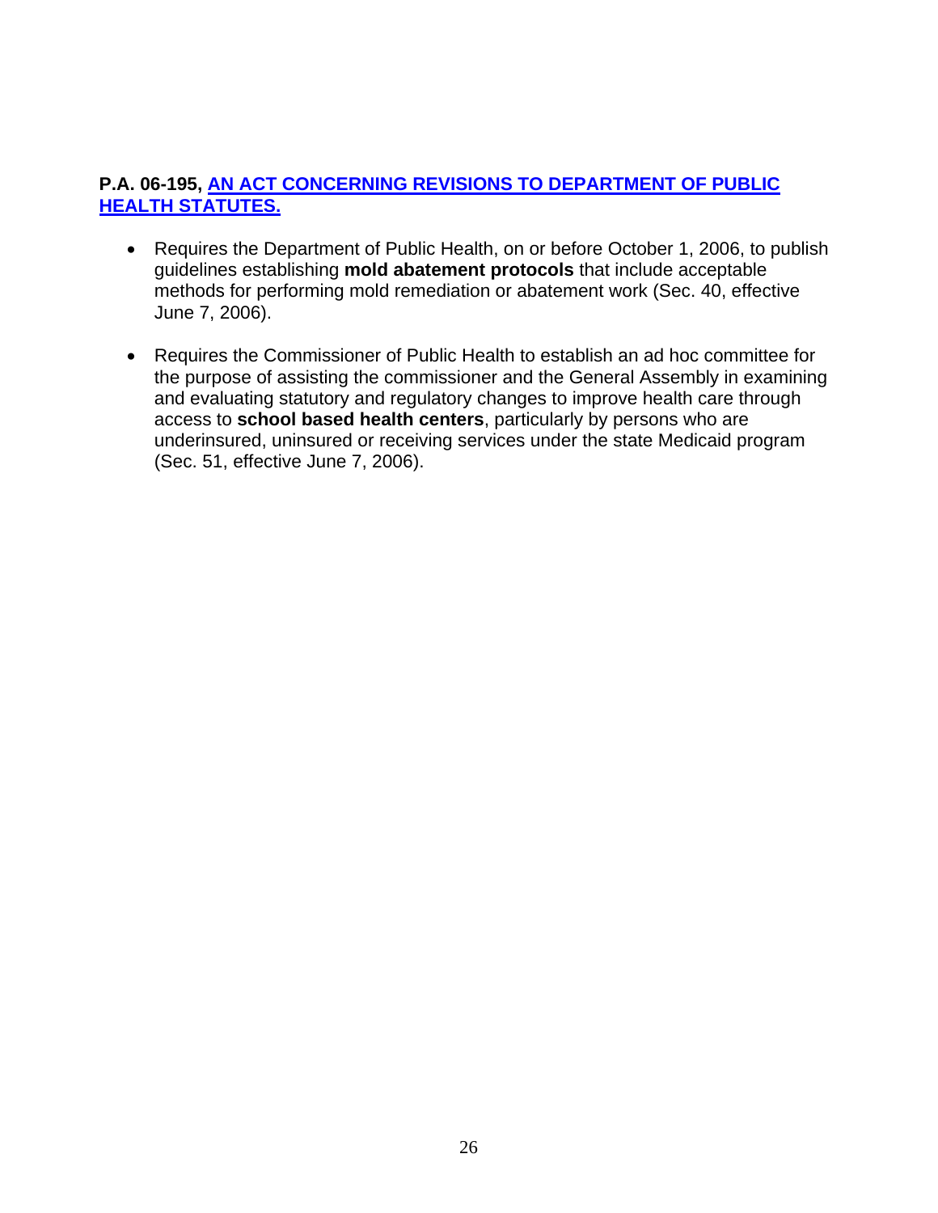**P.A. 06-195, AN ACT CONCERNING REVISIONS TO DEPARTMENT OF PUBLIC HEALTH STATUTES.**

- Requires the Department of Public Health, on or before October 1, 2006, to publish guidelines establishing **mold abatement protocols** that include acceptable methods for performing mold remediation or abatement work (Sec. 40, effective June 7, 2006).
- Requires the Commissioner of Public Health to establish an ad hoc committee for the purpose of assisting the commissioner and the General Assembly in examining and evaluating statutory and regulatory changes to improve health care through access to **school based health centers**, particularly by persons who are underinsured, uninsured or receiving services under the state Medicaid program (Sec. 51, effective June 7, 2006).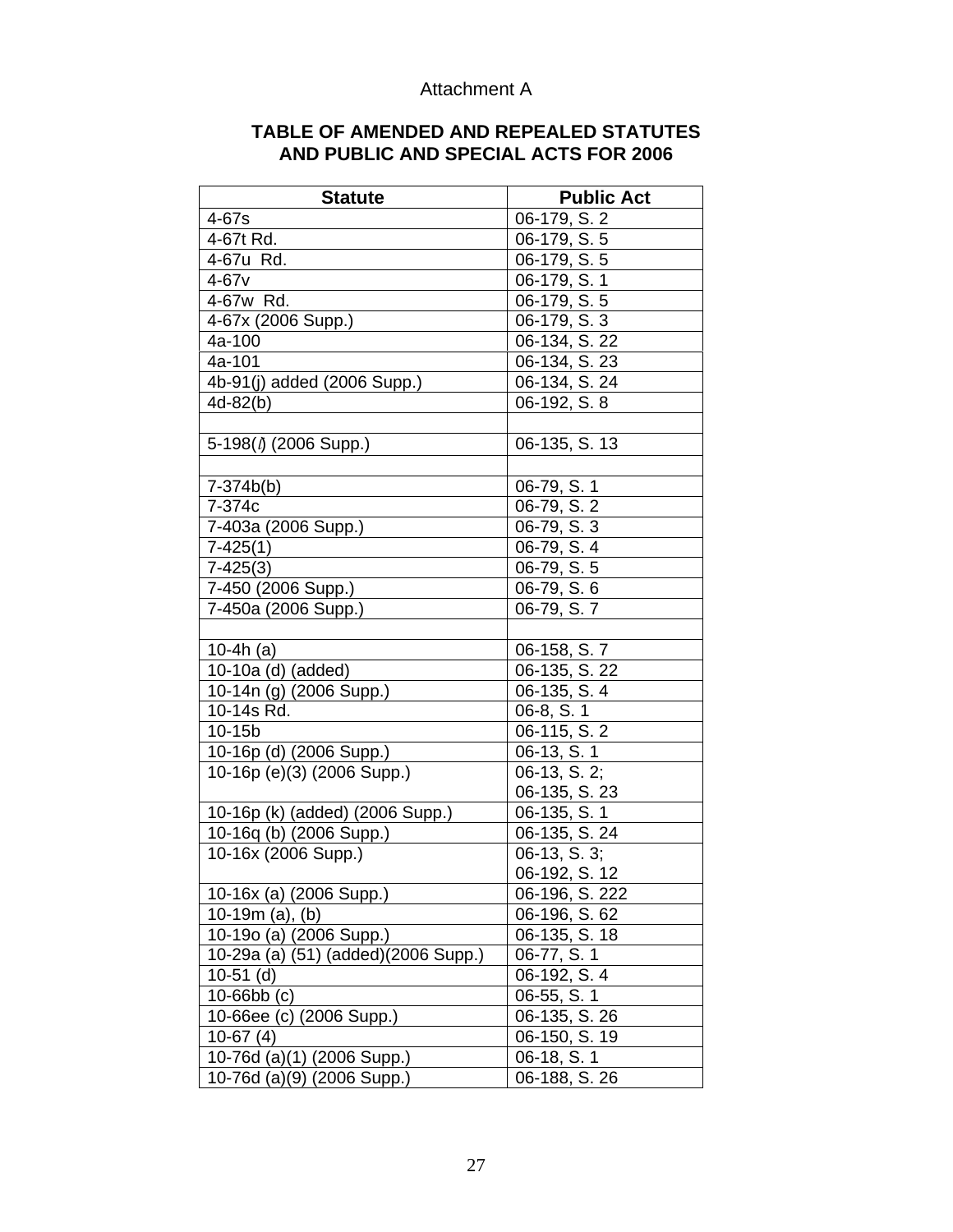Attachment A

## TABLE OF AMENDED AND REPEALED STATUTES AND PUBLIC AND SPECIAL ACTS FOR 2006

| Statute | Public Act |
|---|---|
| 4-67s | 06-179, S. 2 |
| 4-67t Rd. | 06-179, S. 5 |
| 4-67u Rd. | 06-179, S. 5 |
| 4-67v | 06-179, S. 1 |
| 4-67w Rd. | 06-179, S. 5 |
| 4-67x (2006 Supp.) | 06-179, S. 3 |
| 4a-100 | 06-134, S. 22 |
| 4a-101 | 06-134, S. 23 |
| 4b-91(j) added (2006 Supp.) | 06-134, S. 24 |
| 4d-82(b) | 06-192, S. 8 |
| | |
| 5-198(*l*) (2006 Supp.) | 06-135, S. 13 |
| | |
| 7-374b(b) | 06-79, S. 1 |
| 7-374c | 06-79, S. 2 |
| 7-403a (2006 Supp.) | 06-79, S. 3 |
| 7-425(1) | 06-79, S. 4 |
| 7-425(3) | 06-79, S. 5 |
| 7-450 (2006 Supp.) | 06-79, S. 6 |
| 7-450a (2006 Supp.) | 06-79, S. 7 |
| | |
| 10-4h (a) | 06-158, S. 7 |
| 10-10a (d) (added) | 06-135, S. 22 |
| 10-14n (g) (2006 Supp.) | 06-135, S. 4 |
| 10-14s Rd. | 06-8, S. 1 |
| 10-15b | 06-115, S. 2 |
| 10-16p (d) (2006 Supp.) | 06-13, S. 1 |
| 10-16p (e)(3) (2006 Supp.) | 06-13, S. 2; 06-135, S. 23 |
| 10-16p (k) (added) (2006 Supp.) | 06-135, S. 1 |
| 10-16q (b) (2006 Supp.) | 06-135, S. 24 |
| 10-16x (2006 Supp.) | 06-13, S. 3; 06-192, S. 12 |
| 10-16x (a) (2006 Supp.) | 06-196, S. 222 |
| 10-19m (a), (b) | 06-196, S. 62 |
| 10-19o (a) (2006 Supp.) | 06-135, S. 18 |
| 10-29a (a) (51) (added)(2006 Supp.) | 06-77, S. 1 |
| 10-51 (d) | 06-192, S. 4 |
| 10-66bb (c) | 06-55, S. 1 |
| 10-66ee (c) (2006 Supp.) | 06-135, S. 26 |
| 10-67 (4) | 06-150, S. 19 |
| 10-76d (a)(1) (2006 Supp.) | 06-18, S. 1 |
| 10-76d (a)(9) (2006 Supp.) | 06-188, S. 26 |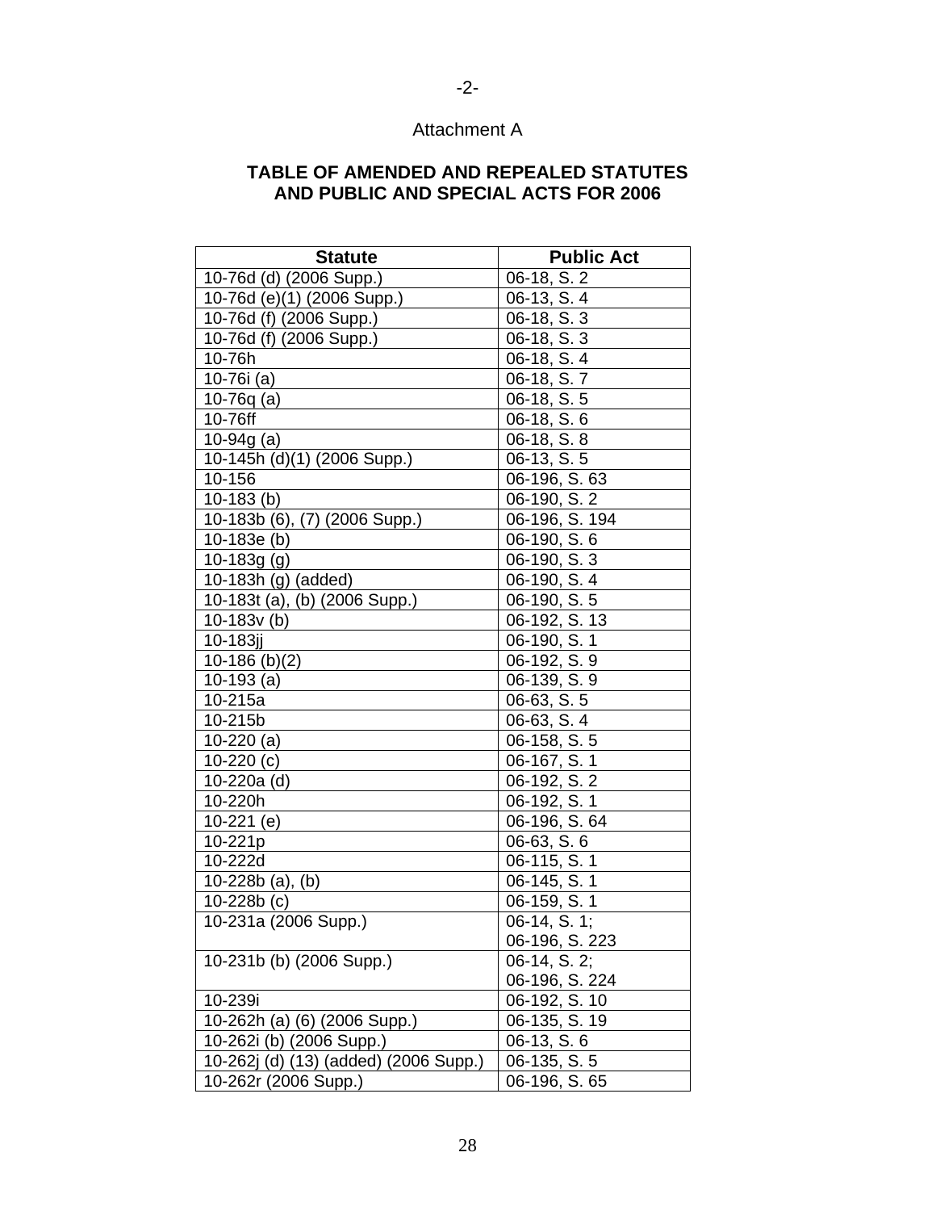-2-

Attachment A

## TABLE OF AMENDED AND REPEALED STATUTES AND PUBLIC AND SPECIAL ACTS FOR 2006

| Statute | Public Act |
|---|---|
| 10-76d (d) (2006 Supp.) | 06-18, S. 2 |
| 10-76d (e)(1) (2006 Supp.) | 06-13, S. 4 |
| 10-76d (f) (2006 Supp.) | 06-18, S. 3 |
| 10-76d (f) (2006 Supp.) | 06-18, S. 3 |
| 10-76h | 06-18, S. 4 |
| 10-76i (a) | 06-18, S. 7 |
| 10-76q (a) | 06-18, S. 5 |
| 10-76ff | 06-18, S. 6 |
| 10-94g (a) | 06-18, S. 8 |
| 10-145h (d)(1) (2006 Supp.) | 06-13, S. 5 |
| 10-156 | 06-196, S. 63 |
| 10-183 (b) | 06-190, S. 2 |
| 10-183b (6), (7) (2006 Supp.) | 06-196, S. 194 |
| 10-183e (b) | 06-190, S. 6 |
| 10-183g (g) | 06-190, S. 3 |
| 10-183h (g) (added) | 06-190, S. 4 |
| 10-183t (a), (b) (2006 Supp.) | 06-190, S. 5 |
| 10-183v (b) | 06-192, S. 13 |
| 10-183jj | 06-190, S. 1 |
| 10-186 (b)(2) | 06-192, S. 9 |
| 10-193 (a) | 06-139, S. 9 |
| 10-215a | 06-63, S. 5 |
| 10-215b | 06-63, S. 4 |
| 10-220 (a) | 06-158, S. 5 |
| 10-220 (c) | 06-167, S. 1 |
| 10-220a (d) | 06-192, S. 2 |
| 10-220h | 06-192, S. 1 |
| 10-221 (e) | 06-196, S. 64 |
| 10-221p | 06-63, S. 6 |
| 10-222d | 06-115, S. 1 |
| 10-228b (a), (b) | 06-145, S. 1 |
| 10-228b (c) | 06-159, S. 1 |
| 10-231a (2006 Supp.) | 06-14, S. 1; 06-196, S. 223 |
| 10-231b (b) (2006 Supp.) | 06-14, S. 2; 06-196, S. 224 |
| 10-239i | 06-192, S. 10 |
| 10-262h (a) (6) (2006 Supp.) | 06-135, S. 19 |
| 10-262i (b) (2006 Supp.) | 06-13, S. 6 |
| 10-262j (d) (13) (added) (2006 Supp.) | 06-135, S. 5 |
| 10-262r (2006 Supp.) | 06-196, S. 65 |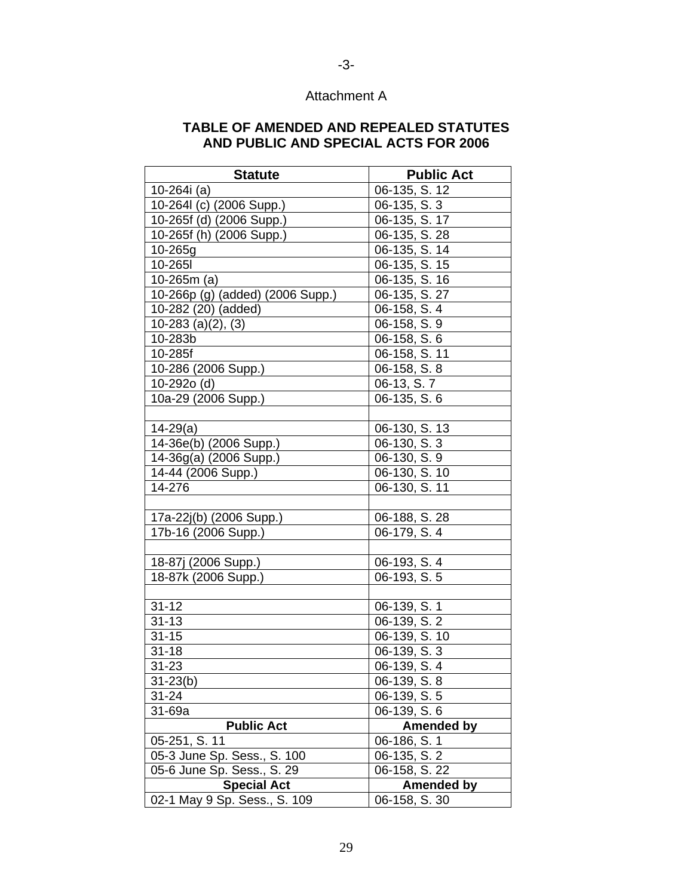Attachment A

## TABLE OF AMENDED AND REPEALED STATUTES AND PUBLIC AND SPECIAL ACTS FOR 2006

| Statute | Public Act |
|---|---|
| 10-264i (a) | 06-135, S. 12 |
| 10-264l (c) (2006 Supp.) | 06-135, S. 3 |
| 10-265f (d) (2006 Supp.) | 06-135, S. 17 |
| 10-265f (h) (2006 Supp.) | 06-135, S. 28 |
| 10-265g | 06-135, S. 14 |
| 10-265l | 06-135, S. 15 |
| 10-265m (a) | 06-135, S. 16 |
| 10-266p (g) (added) (2006 Supp.) | 06-135, S. 27 |
| 10-282 (20) (added) | 06-158, S. 4 |
| 10-283 (a)(2), (3) | 06-158, S. 9 |
| 10-283b | 06-158, S. 6 |
| 10-285f | 06-158, S. 11 |
| 10-286 (2006 Supp.) | 06-158, S. 8 |
| 10-292o (d) | 06-13, S. 7 |
| 10a-29 (2006 Supp.) | 06-135, S. 6 |
| | |
| 14-29(a) | 06-130, S. 13 |
| 14-36e(b) (2006 Supp.) | 06-130, S. 3 |
| 14-36g(a) (2006 Supp.) | 06-130, S. 9 |
| 14-44 (2006 Supp.) | 06-130, S. 10 |
| 14-276 | 06-130, S. 11 |
| | |
| 17a-22j(b) (2006 Supp.) | 06-188, S. 28 |
| 17b-16 (2006 Supp.) | 06-179, S. 4 |
| | |
| 18-87j (2006 Supp.) | 06-193, S. 4 |
| 18-87k (2006 Supp.) | 06-193, S. 5 |
| | |
| 31-12 | 06-139, S. 1 |
| 31-13 | 06-139, S. 2 |
| 31-15 | 06-139, S. 10 |
| 31-18 | 06-139, S. 3 |
| 31-23 | 06-139, S. 4 |
| 31-23(b) | 06-139, S. 8 |
| 31-24 | 06-139, S. 5 |
| 31-69a | 06-139, S. 6 |
| **Public Act** | **Amended by** |
| 05-251, S. 11 | 06-186, S. 1 |
| 05-3 June Sp. Sess., S. 100 | 06-135, S. 2 |
| 05-6 June Sp. Sess., S. 29 | 06-158, S. 22 |
| **Special Act** | **Amended by** |
| 02-1 May 9 Sp. Sess., S. 109 | 06-158, S. 30 |